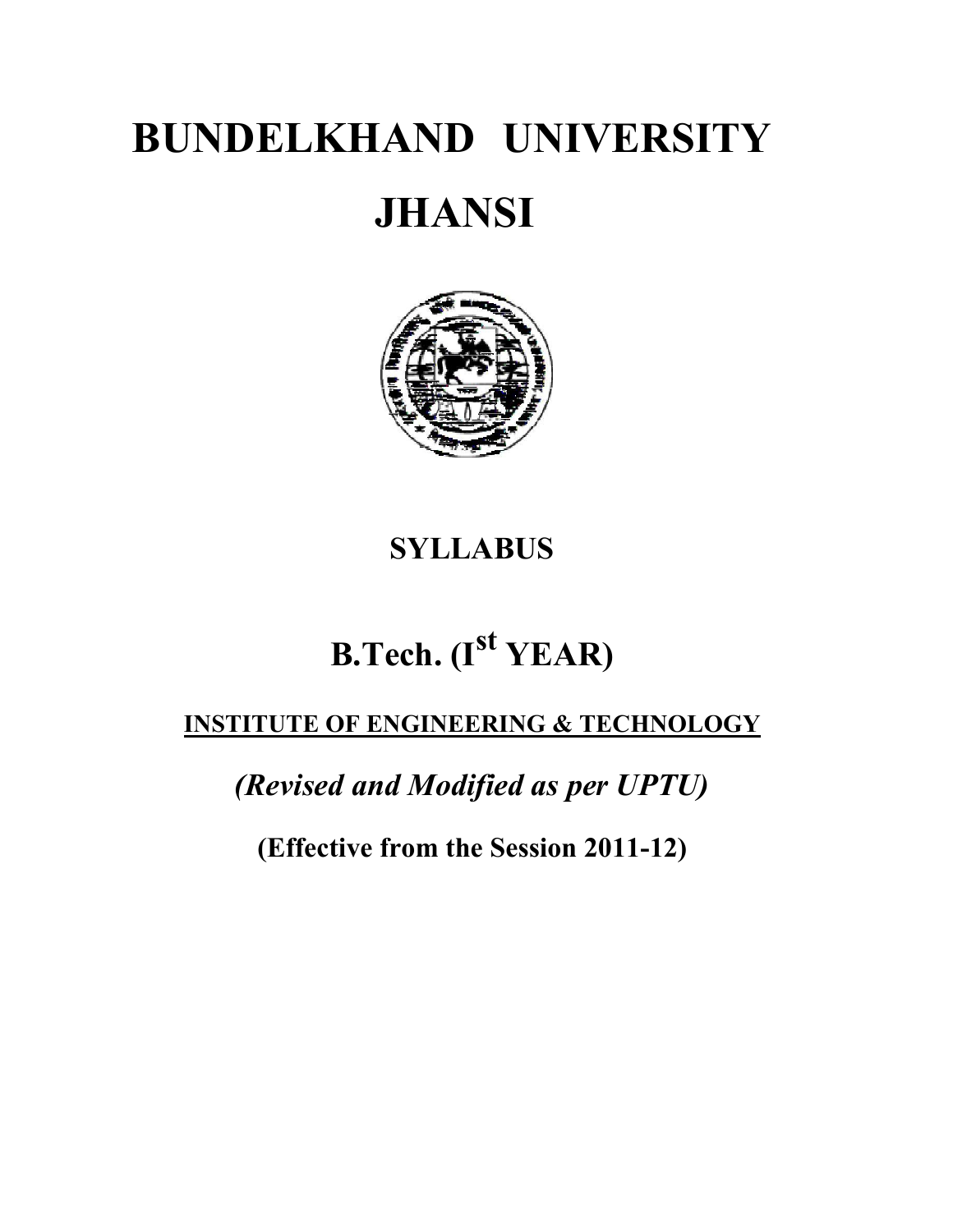# BUNDELKHAND UNIVERSITY

# JHANSI

## SYLLABUS

## B.Tech. (I$^{st}$ YEAR)

**INSTITUTE OF ENGINEERING & TECHNOLOGY**

***(Revised and Modified as per UPTU)***

**(Effective from the Session 2011-12)**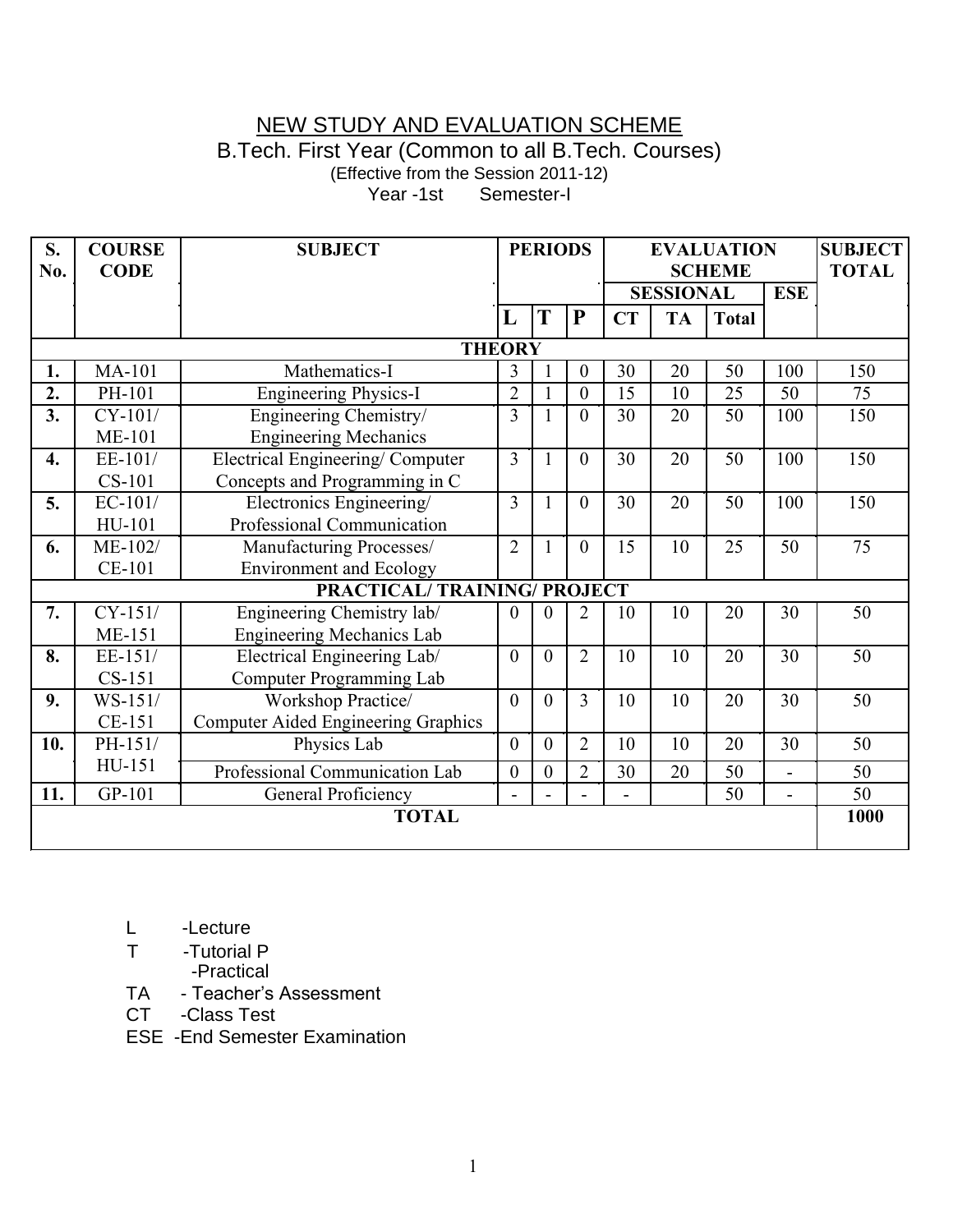# NEW STUDY AND EVALUATION SCHEME

## B.Tech. First Year (Common to all B.Tech. Courses)

(Effective from the Session 2011-12)

Year -1st Semester-I

| S. No. | COURSE CODE | SUBJECT | PERIODS | | | EVALUATION SCHEME | | | | SUBJECT TOTAL |
|---|---|---|---|---|---|---|---|---|---|---|
| | | | | | | SESSIONAL | | | ESE | |
| | | | L | T | P | CT | TA | Total | | |
| **THEORY** | | | | | | | | | | |
| **1.** | MA-101 | Mathematics-I | 3 | 1 | 0 | 30 | 20 | 50 | 100 | 150 |
| **2.** | PH-101 | Engineering Physics-I | 2 | 1 | 0 | 15 | 10 | 25 | 50 | 75 |
| **3.** | CY-101/ ME-101 | Engineering Chemistry/ Engineering Mechanics | 3 | 1 | 0 | 30 | 20 | 50 | 100 | 150 |
| **4.** | EE-101/ CS-101 | Electrical Engineering/ Computer Concepts and Programming in C | 3 | 1 | 0 | 30 | 20 | 50 | 100 | 150 |
| **5.** | EC-101/ HU-101 | Electronics Engineering/ Professional Communication | 3 | 1 | 0 | 30 | 20 | 50 | 100 | 150 |
| **6.** | ME-102/ CE-101 | Manufacturing Processes/ Environment and Ecology | 2 | 1 | 0 | 15 | 10 | 25 | 50 | 75 |
| **PRACTICAL/ TRAINING/ PROJECT** | | | | | | | | | | |
| **7.** | CY-151/ ME-151 | Engineering Chemistry lab/ Engineering Mechanics Lab | 0 | 0 | 2 | 10 | 10 | 20 | 30 | 50 |
| **8.** | EE-151/ CS-151 | Electrical Engineering Lab/ Computer Programming Lab | 0 | 0 | 2 | 10 | 10 | 20 | 30 | 50 |
| **9.** | WS-151/ CE-151 | Workshop Practice/ Computer Aided Engineering Graphics | 0 | 0 | 3 | 10 | 10 | 20 | 30 | 50 |
| **10.** | PH-151/ HU-151 | Physics Lab | 0 | 0 | 2 | 10 | 10 | 20 | 30 | 50 |
| | | Professional Communication Lab | 0 | 0 | 2 | 30 | 20 | 50 | - | 50 |
| **11.** | GP-101 | General Proficiency | - | - | - | - | | 50 | - | 50 |
| **TOTAL** | | | | | | | | | | **1000** |

L -Lecture

T -Tutorial P -Practical

TA - Teacher's Assessment

CT -Class Test

ESE -End Semester Examination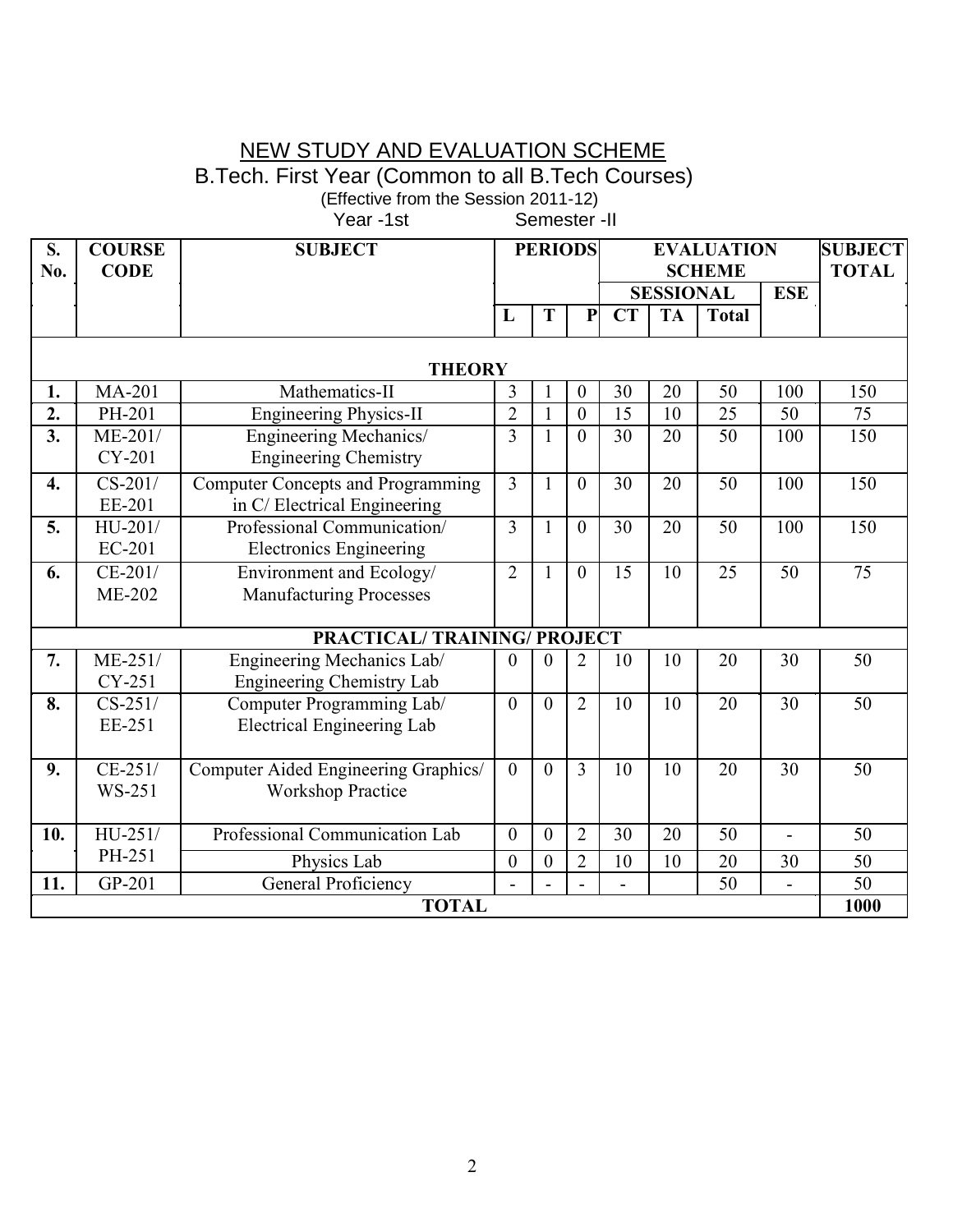# NEW STUDY AND EVALUATION SCHEME

## B.Tech. First Year (Common to all B.Tech Courses)

(Effective from the Session 2011-12)

Year -1st Semester -II

| S. No. | COURSE CODE | SUBJECT | PERIODS | | | EVALUATION SCHEME | | | | SUBJECT TOTAL |
|---|---|---|---|---|---|---|---|---|---|---|
| | | | | | | SESSIONAL | | | ESE | |
| | | | L | T | P | CT | TA | Total | | |
| | | **THEORY** | | | | | | | | |
| **1.** | MA-201 | Mathematics-II | 3 | 1 | 0 | 30 | 20 | 50 | 100 | 150 |
| **2.** | PH-201 | Engineering Physics-II | 2 | 1 | 0 | 15 | 10 | 25 | 50 | 75 |
| **3.** | ME-201/ CY-201 | Engineering Mechanics/ Engineering Chemistry | 3 | 1 | 0 | 30 | 20 | 50 | 100 | 150 |
| **4.** | CS-201/ EE-201 | Computer Concepts and Programming in C/ Electrical Engineering | 3 | 1 | 0 | 30 | 20 | 50 | 100 | 150 |
| **5.** | HU-201/ EC-201 | Professional Communication/ Electronics Engineering | 3 | 1 | 0 | 30 | 20 | 50 | 100 | 150 |
| **6.** | CE-201/ ME-202 | Environment and Ecology/ Manufacturing Processes | 2 | 1 | 0 | 15 | 10 | 25 | 50 | 75 |
| | | **PRACTICAL/ TRAINING/ PROJECT** | | | | | | | | |
| **7.** | ME-251/ CY-251 | Engineering Mechanics Lab/ Engineering Chemistry Lab | 0 | 0 | 2 | 10 | 10 | 20 | 30 | 50 |
| **8.** | CS-251/ EE-251 | Computer Programming Lab/ Electrical Engineering Lab | 0 | 0 | 2 | 10 | 10 | 20 | 30 | 50 |
| **9.** | CE-251/ WS-251 | Computer Aided Engineering Graphics/ Workshop Practice | 0 | 0 | 3 | 10 | 10 | 20 | 30 | 50 |
| **10.** | HU-251/ PH-251 | Professional Communication Lab | 0 | 0 | 2 | 30 | 20 | 50 | - | 50 |
| | | Physics Lab | 0 | 0 | 2 | 10 | 10 | 20 | 30 | 50 |
| **11.** | GP-201 | General Proficiency | - | - | - | - | | 50 | - | 50 |
| | | **TOTAL** | | | | | | | | **1000** |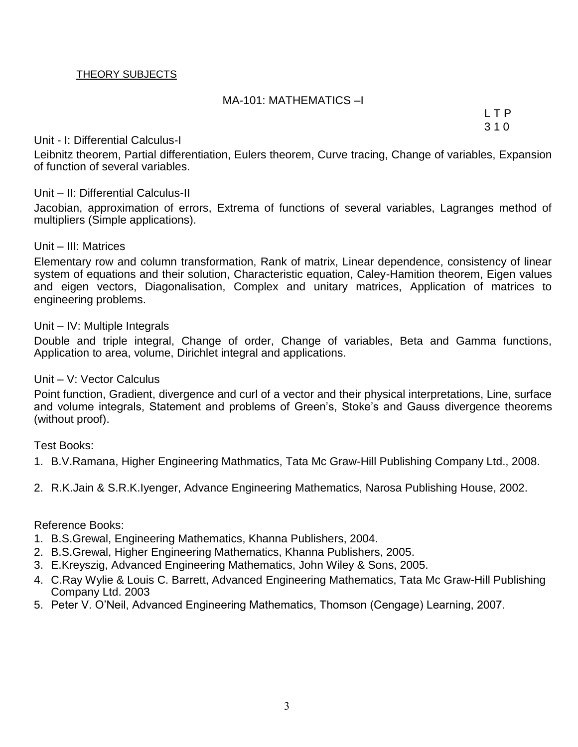<u>THEORY SUBJECTS</u>

## MA-101: MATHEMATICS –I

L T P
3 1 0

### Unit - I: Differential Calculus-I

Leibnitz theorem, Partial differentiation, Eulers theorem, Curve tracing, Change of variables, Expansion of function of several variables.

### Unit – II: Differential Calculus-II

Jacobian, approximation of errors, Extrema of functions of several variables, Lagranges method of multipliers (Simple applications).

### Unit – III: Matrices

Elementary row and column transformation, Rank of matrix, Linear dependence, consistency of linear system of equations and their solution, Characteristic equation, Caley-Hamition theorem, Eigen values and eigen vectors, Diagonalisation, Complex and unitary matrices, Application of matrices to engineering problems.

### Unit – IV: Multiple Integrals

Double and triple integral, Change of order, Change of variables, Beta and Gamma functions, Application to area, volume, Dirichlet integral and applications.

### Unit – V: Vector Calculus

Point function, Gradient, divergence and curl of a vector and their physical interpretations, Line, surface and volume integrals, Statement and problems of Green's, Stoke's and Gauss divergence theorems (without proof).

Test Books:

1. B.V.Ramana, Higher Engineering Mathmatics, Tata Mc Graw-Hill Publishing Company Ltd., 2008.
2. R.K.Jain & S.R.K.Iyenger, Advance Engineering Mathematics, Narosa Publishing House, 2002.

Reference Books:

1. B.S.Grewal, Engineering Mathematics, Khanna Publishers, 2004.
2. B.S.Grewal, Higher Engineering Mathematics, Khanna Publishers, 2005.
3. E.Kreyszig, Advanced Engineering Mathematics, John Wiley & Sons, 2005.
4. C.Ray Wylie & Louis C. Barrett, Advanced Engineering Mathematics, Tata Mc Graw-Hill Publishing Company Ltd. 2003
5. Peter V. O'Neil, Advanced Engineering Mathematics, Thomson (Cengage) Learning, 2007.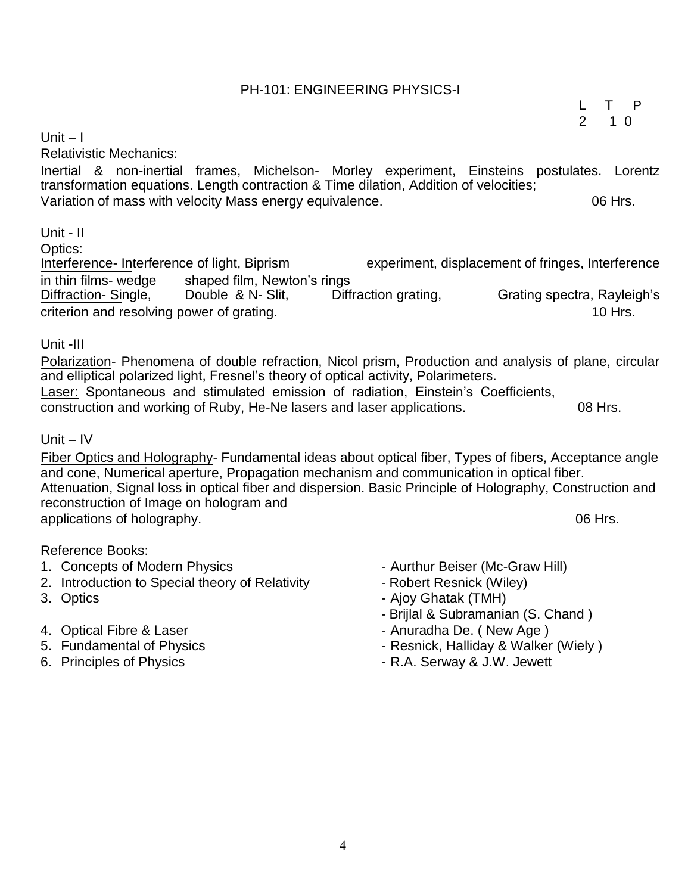# PH-101: ENGINEERING PHYSICS-I

| L | T | P |
|---|---|---|
| 2 | 1 | 0 |

**Unit – I**

Relativistic Mechanics:

Inertial & non-inertial frames, Michelson- Morley experiment, Einsteins postulates. Lorentz transformation equations. Length contraction & Time dilation, Addition of velocities;
Variation of mass with velocity Mass energy equivalence. 06 Hrs.

**Unit - II**

Optics:

Interference- Interference of light, Biprism experiment, displacement of fringes, Interference in thin films- wedge shaped film, Newton's rings
Diffraction- Single, Double & N- Slit, Diffraction grating, Grating spectra, Rayleigh's criterion and resolving power of grating. 10 Hrs.

**Unit -III**

Polarization- Phenomena of double refraction, Nicol prism, Production and analysis of plane, circular and elliptical polarized light, Fresnel's theory of optical activity, Polarimeters.
Laser: Spontaneous and stimulated emission of radiation, Einstein's Coefficients, construction and working of Ruby, He-Ne lasers and laser applications. 08 Hrs.

**Unit – IV**

Fiber Optics and Holography- Fundamental ideas about optical fiber, Types of fibers, Acceptance angle and cone, Numerical aperture, Propagation mechanism and communication in optical fiber.
Attenuation, Signal loss in optical fiber and dispersion. Basic Principle of Holography, Construction and reconstruction of Image on hologram and
applications of holography. 06 Hrs.

Reference Books:

1. Concepts of Modern Physics - Aurthur Beiser (Mc-Graw Hill)
2. Introduction to Special theory of Relativity - Robert Resnick (Wiley)
3. Optics - Ajoy Ghatak (TMH)
   - Brijlal & Subramanian (S. Chand )
4. Optical Fibre & Laser - Anuradha De. ( New Age )
5. Fundamental of Physics - Resnick, Halliday & Walker (Wiely )
6. Principles of Physics - R.A. Serway & J.W. Jewett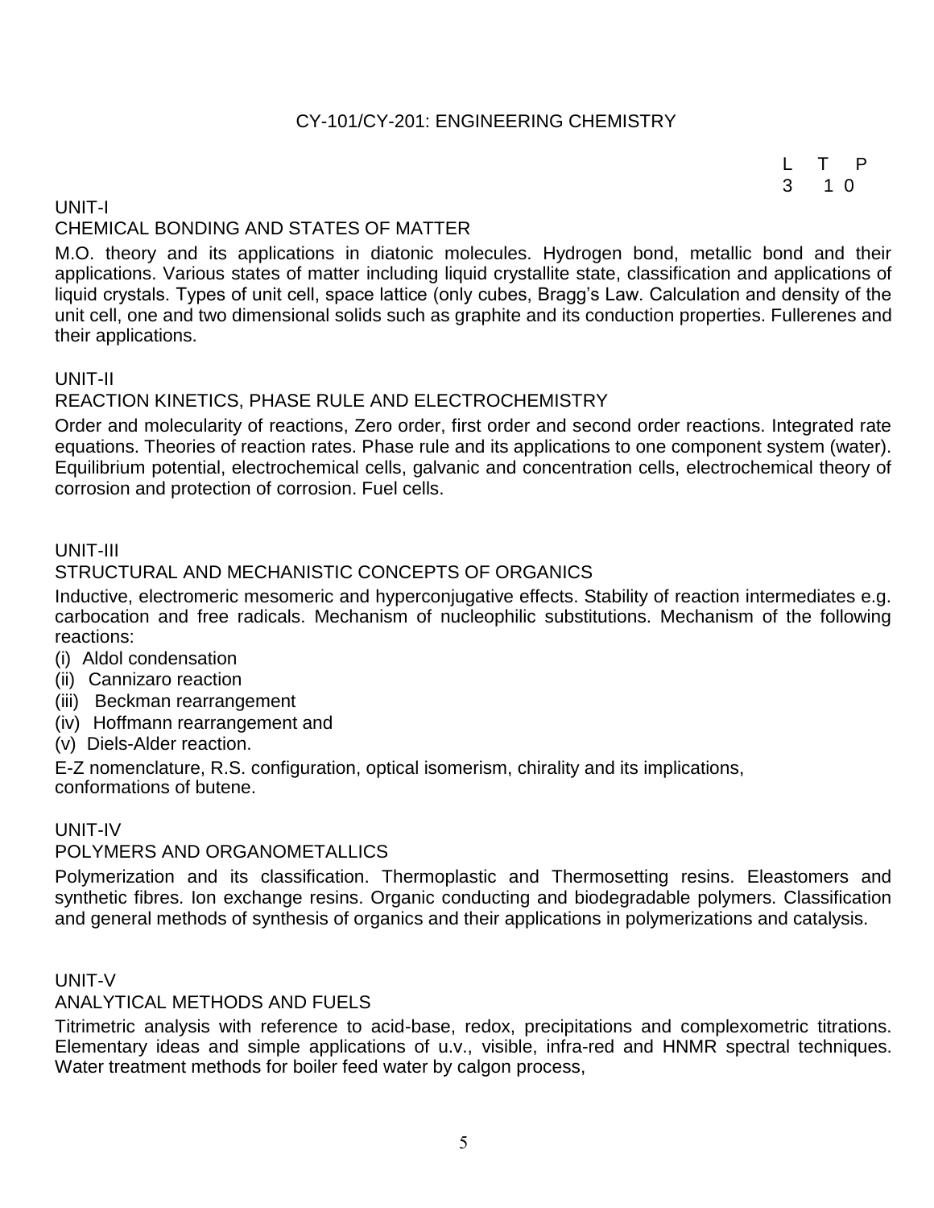## CY-101/CY-201: ENGINEERING CHEMISTRY

| L | T | P |
|---|---|---|
| 3 | 1 | 0 |

### UNIT-I

#### CHEMICAL BONDING AND STATES OF MATTER

M.O. theory and its applications in diatonic molecules. Hydrogen bond, metallic bond and their applications. Various states of matter including liquid crystallite state, classification and applications of liquid crystals. Types of unit cell, space lattice (only cubes, Bragg's Law. Calculation and density of the unit cell, one and two dimensional solids such as graphite and its conduction properties. Fullerenes and their applications.

### UNIT-II

#### REACTION KINETICS, PHASE RULE AND ELECTROCHEMISTRY

Order and molecularity of reactions, Zero order, first order and second order reactions. Integrated rate equations. Theories of reaction rates. Phase rule and its applications to one component system (water). Equilibrium potential, electrochemical cells, galvanic and concentration cells, electrochemical theory of corrosion and protection of corrosion. Fuel cells.

### UNIT-III

#### STRUCTURAL AND MECHANISTIC CONCEPTS OF ORGANICS

Inductive, electromeric mesomeric and hyperconjugative effects. Stability of reaction intermediates e.g. carbocation and free radicals. Mechanism of nucleophilic substitutions. Mechanism of the following reactions:

(i) Aldol condensation
(ii) Cannizaro reaction
(iii) Beckman rearrangement
(iv) Hoffmann rearrangement and
(v) Diels-Alder reaction.

E-Z nomenclature, R.S. configuration, optical isomerism, chirality and its implications, conformations of butene.

### UNIT-IV

#### POLYMERS AND ORGANOMETALLICS

Polymerization and its classification. Thermoplastic and Thermosetting resins. Eleastomers and synthetic fibres. Ion exchange resins. Organic conducting and biodegradable polymers. Classification and general methods of synthesis of organics and their applications in polymerizations and catalysis.

### UNIT-V

#### ANALYTICAL METHODS AND FUELS

Titrimetric analysis with reference to acid-base, redox, precipitations and complexometric titrations. Elementary ideas and simple applications of u.v., visible, infra-red and HNMR spectral techniques. Water treatment methods for boiler feed water by calgon process,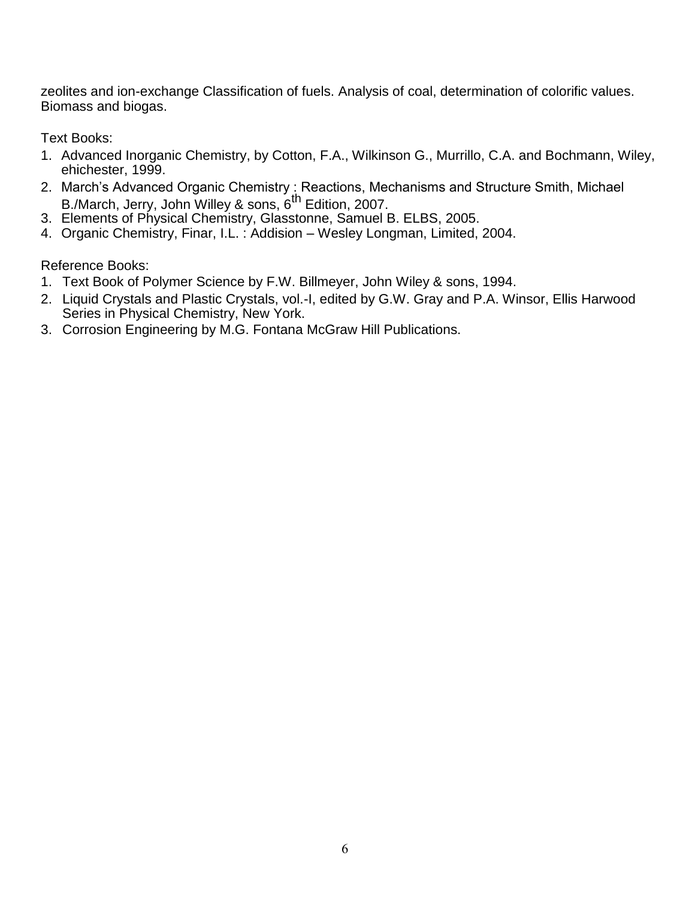zeolites and ion-exchange Classification of fuels. Analysis of coal, determination of colorific values. Biomass and biogas.

Text Books:

1. Advanced Inorganic Chemistry, by Cotton, F.A., Wilkinson G., Murrillo, C.A. and Bochmann, Wiley, ehichester, 1999.
2. March's Advanced Organic Chemistry : Reactions, Mechanisms and Structure Smith, Michael B./March, Jerry, John Willey & sons, 6th Edition, 2007.
3. Elements of Physical Chemistry, Glasstonne, Samuel B. ELBS, 2005.
4. Organic Chemistry, Finar, I.L. : Addision – Wesley Longman, Limited, 2004.

Reference Books:

1. Text Book of Polymer Science by F.W. Billmeyer, John Wiley & sons, 1994.
2. Liquid Crystals and Plastic Crystals, vol.-I, edited by G.W. Gray and P.A. Winsor, Ellis Harwood Series in Physical Chemistry, New York.
3. Corrosion Engineering by M.G. Fontana McGraw Hill Publications.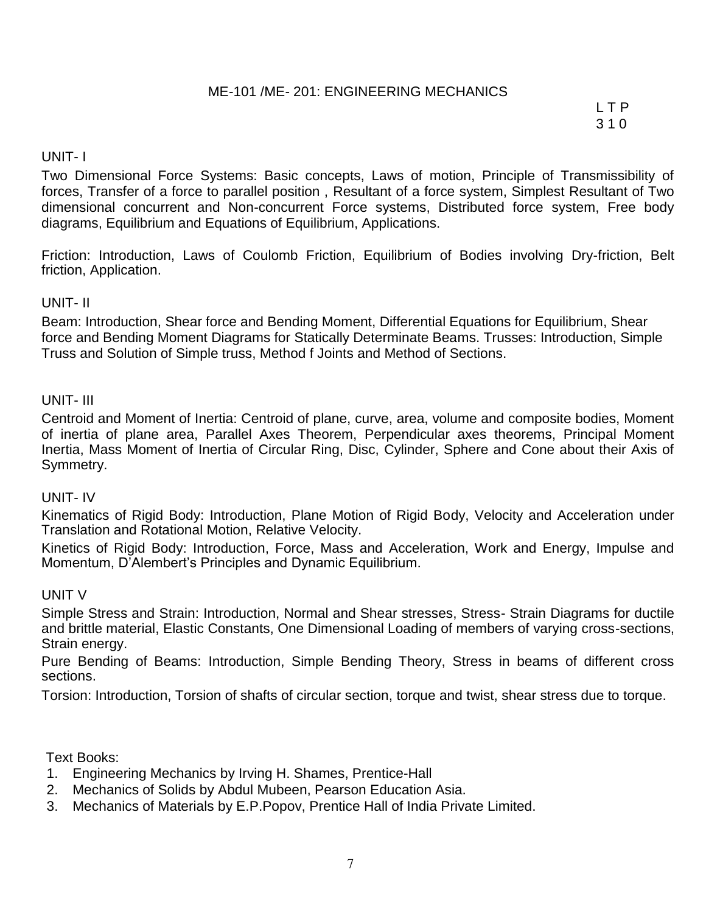## ME-101 /ME- 201: ENGINEERING MECHANICS

L T P
3 1 0

### UNIT- I

Two Dimensional Force Systems: Basic concepts, Laws of motion, Principle of Transmissibility of forces, Transfer of a force to parallel position , Resultant of a force system, Simplest Resultant of Two dimensional concurrent and Non-concurrent Force systems, Distributed force system, Free body diagrams, Equilibrium and Equations of Equilibrium, Applications.

Friction: Introduction, Laws of Coulomb Friction, Equilibrium of Bodies involving Dry-friction, Belt friction, Application.

### UNIT- II

Beam: Introduction, Shear force and Bending Moment, Differential Equations for Equilibrium, Shear force and Bending Moment Diagrams for Statically Determinate Beams. Trusses: Introduction, Simple Truss and Solution of Simple truss, Method f Joints and Method of Sections.

### UNIT- III

Centroid and Moment of Inertia: Centroid of plane, curve, area, volume and composite bodies, Moment of inertia of plane area, Parallel Axes Theorem, Perpendicular axes theorems, Principal Moment Inertia, Mass Moment of Inertia of Circular Ring, Disc, Cylinder, Sphere and Cone about their Axis of Symmetry.

### UNIT- IV

Kinematics of Rigid Body: Introduction, Plane Motion of Rigid Body, Velocity and Acceleration under Translation and Rotational Motion, Relative Velocity.

Kinetics of Rigid Body: Introduction, Force, Mass and Acceleration, Work and Energy, Impulse and Momentum, D'Alembert's Principles and Dynamic Equilibrium.

### UNIT V

Simple Stress and Strain: Introduction, Normal and Shear stresses, Stress- Strain Diagrams for ductile and brittle material, Elastic Constants, One Dimensional Loading of members of varying cross-sections, Strain energy.

Pure Bending of Beams: Introduction, Simple Bending Theory, Stress in beams of different cross sections.

Torsion: Introduction, Torsion of shafts of circular section, torque and twist, shear stress due to torque.

Text Books:

1. Engineering Mechanics by Irving H. Shames, Prentice-Hall
2. Mechanics of Solids by Abdul Mubeen, Pearson Education Asia.
3. Mechanics of Materials by E.P.Popov, Prentice Hall of India Private Limited.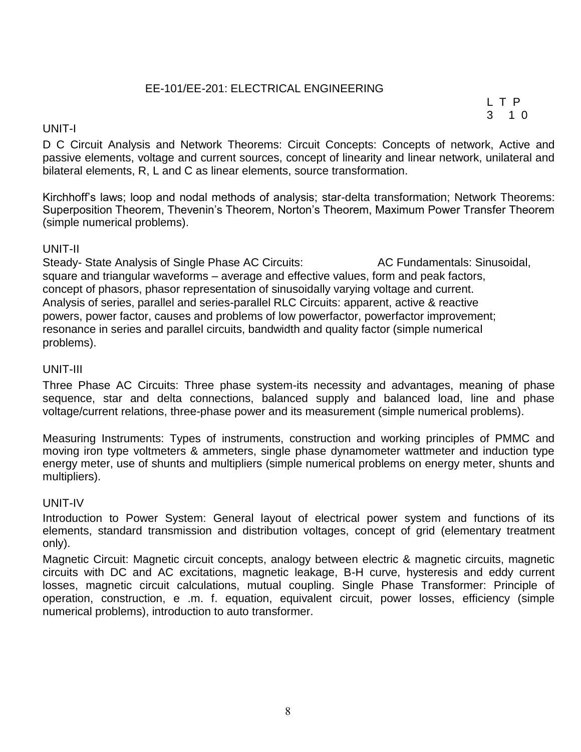## EE-101/EE-201: ELECTRICAL ENGINEERING

| L | T | P |
|---|---|---|
| 3 | 1 | 0 |

### UNIT-I

D C Circuit Analysis and Network Theorems: Circuit Concepts: Concepts of network, Active and passive elements, voltage and current sources, concept of linearity and linear network, unilateral and bilateral elements, R, L and C as linear elements, source transformation.

Kirchhoff's laws; loop and nodal methods of analysis; star-delta transformation; Network Theorems: Superposition Theorem, Thevenin's Theorem, Norton's Theorem, Maximum Power Transfer Theorem (simple numerical problems).

### UNIT-II

Steady- State Analysis of Single Phase AC Circuits: AC Fundamentals: Sinusoidal, square and triangular waveforms – average and effective values, form and peak factors, concept of phasors, phasor representation of sinusoidally varying voltage and current. Analysis of series, parallel and series-parallel RLC Circuits: apparent, active & reactive powers, power factor, causes and problems of low powerfactor, powerfactor improvement; resonance in series and parallel circuits, bandwidth and quality factor (simple numerical problems).

### UNIT-III

Three Phase AC Circuits: Three phase system-its necessity and advantages, meaning of phase sequence, star and delta connections, balanced supply and balanced load, line and phase voltage/current relations, three-phase power and its measurement (simple numerical problems).

Measuring Instruments: Types of instruments, construction and working principles of PMMC and moving iron type voltmeters & ammeters, single phase dynamometer wattmeter and induction type energy meter, use of shunts and multipliers (simple numerical problems on energy meter, shunts and multipliers).

### UNIT-IV

Introduction to Power System: General layout of electrical power system and functions of its elements, standard transmission and distribution voltages, concept of grid (elementary treatment only).

Magnetic Circuit: Magnetic circuit concepts, analogy between electric & magnetic circuits, magnetic circuits with DC and AC excitations, magnetic leakage, B-H curve, hysteresis and eddy current losses, magnetic circuit calculations, mutual coupling. Single Phase Transformer: Principle of operation, construction, e .m. f. equation, equivalent circuit, power losses, efficiency (simple numerical problems), introduction to auto transformer.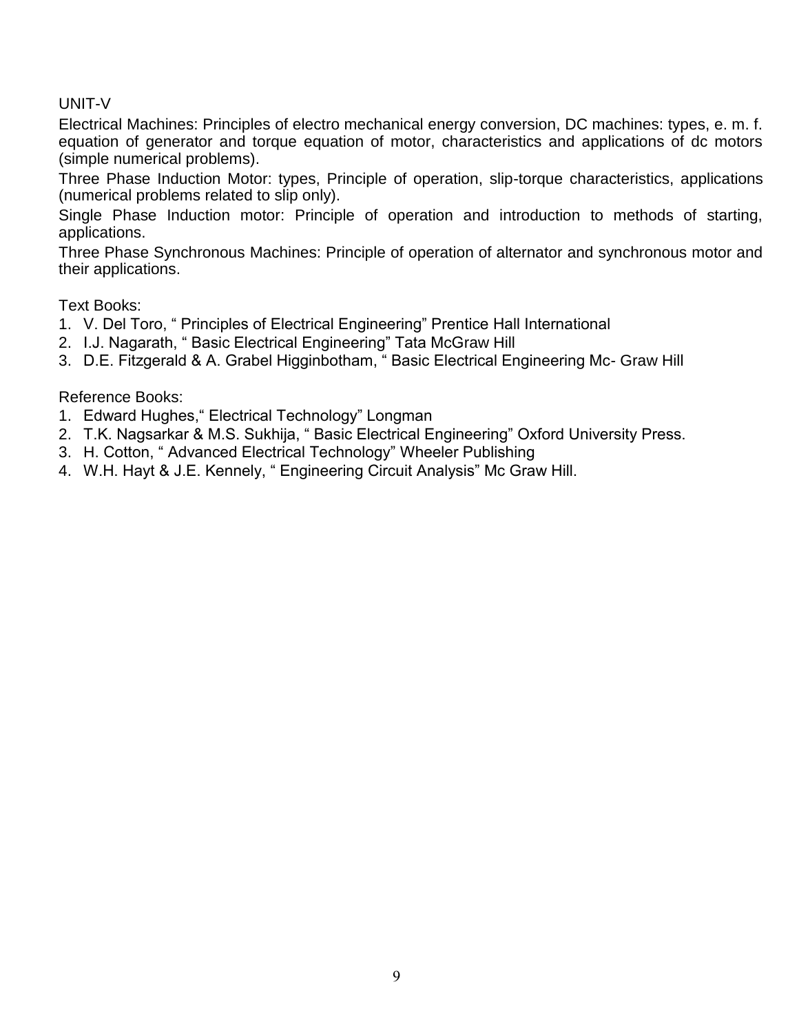UNIT-V

Electrical Machines: Principles of electro mechanical energy conversion, DC machines: types, e. m. f. equation of generator and torque equation of motor, characteristics and applications of dc motors (simple numerical problems).

Three Phase Induction Motor: types, Principle of operation, slip-torque characteristics, applications (numerical problems related to slip only).

Single Phase Induction motor: Principle of operation and introduction to methods of starting, applications.

Three Phase Synchronous Machines: Principle of operation of alternator and synchronous motor and their applications.

Text Books:

1. V. Del Toro, " Principles of Electrical Engineering" Prentice Hall International
2. I.J. Nagarath, " Basic Electrical Engineering" Tata McGraw Hill
3. D.E. Fitzgerald & A. Grabel Higginbotham, " Basic Electrical Engineering Mc- Graw Hill

Reference Books:

1. Edward Hughes," Electrical Technology" Longman
2. T.K. Nagsarkar & M.S. Sukhija, " Basic Electrical Engineering" Oxford University Press.
3. H. Cotton, " Advanced Electrical Technology" Wheeler Publishing
4. W.H. Hayt & J.E. Kennely, " Engineering Circuit Analysis" Mc Graw Hill.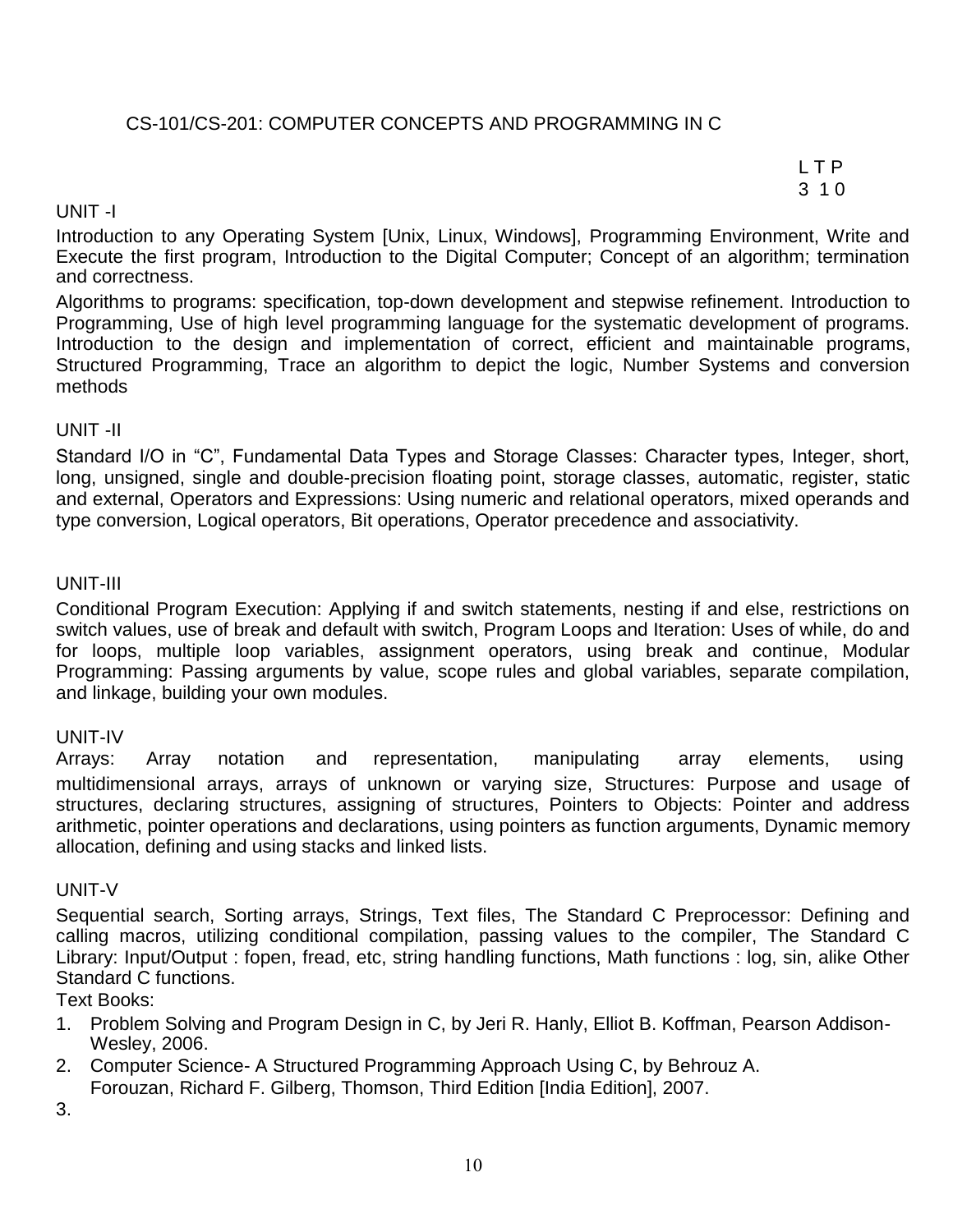## CS-101/CS-201: COMPUTER CONCEPTS AND PROGRAMMING IN C

| L | T | P |
|---|---|---|
| 3 | 1 | 0 |

### UNIT -I

Introduction to any Operating System [Unix, Linux, Windows], Programming Environment, Write and Execute the first program, Introduction to the Digital Computer; Concept of an algorithm; termination and correctness.

Algorithms to programs: specification, top-down development and stepwise refinement. Introduction to Programming, Use of high level programming language for the systematic development of programs. Introduction to the design and implementation of correct, efficient and maintainable programs, Structured Programming, Trace an algorithm to depict the logic, Number Systems and conversion methods

### UNIT -II

Standard I/O in "C", Fundamental Data Types and Storage Classes: Character types, Integer, short, long, unsigned, single and double-precision floating point, storage classes, automatic, register, static and external, Operators and Expressions: Using numeric and relational operators, mixed operands and type conversion, Logical operators, Bit operations, Operator precedence and associativity.

### UNIT-III

Conditional Program Execution: Applying if and switch statements, nesting if and else, restrictions on switch values, use of break and default with switch, Program Loops and Iteration: Uses of while, do and for loops, multiple loop variables, assignment operators, using break and continue, Modular Programming: Passing arguments by value, scope rules and global variables, separate compilation, and linkage, building your own modules.

### UNIT-IV

Arrays: Array notation and representation, manipulating array elements, using multidimensional arrays, arrays of unknown or varying size, Structures: Purpose and usage of structures, declaring structures, assigning of structures, Pointers to Objects: Pointer and address arithmetic, pointer operations and declarations, using pointers as function arguments, Dynamic memory allocation, defining and using stacks and linked lists.

### UNIT-V

Sequential search, Sorting arrays, Strings, Text files, The Standard C Preprocessor: Defining and calling macros, utilizing conditional compilation, passing values to the compiler, The Standard C Library: Input/Output : fopen, fread, etc, string handling functions, Math functions : log, sin, alike Other Standard C functions.

Text Books:

1. Problem Solving and Program Design in C, by Jeri R. Hanly, Elliot B. Koffman, Pearson Addison-Wesley, 2006.
2. Computer Science- A Structured Programming Approach Using C, by Behrouz A. Forouzan, Richard F. Gilberg, Thomson, Third Edition [India Edition], 2007.
3.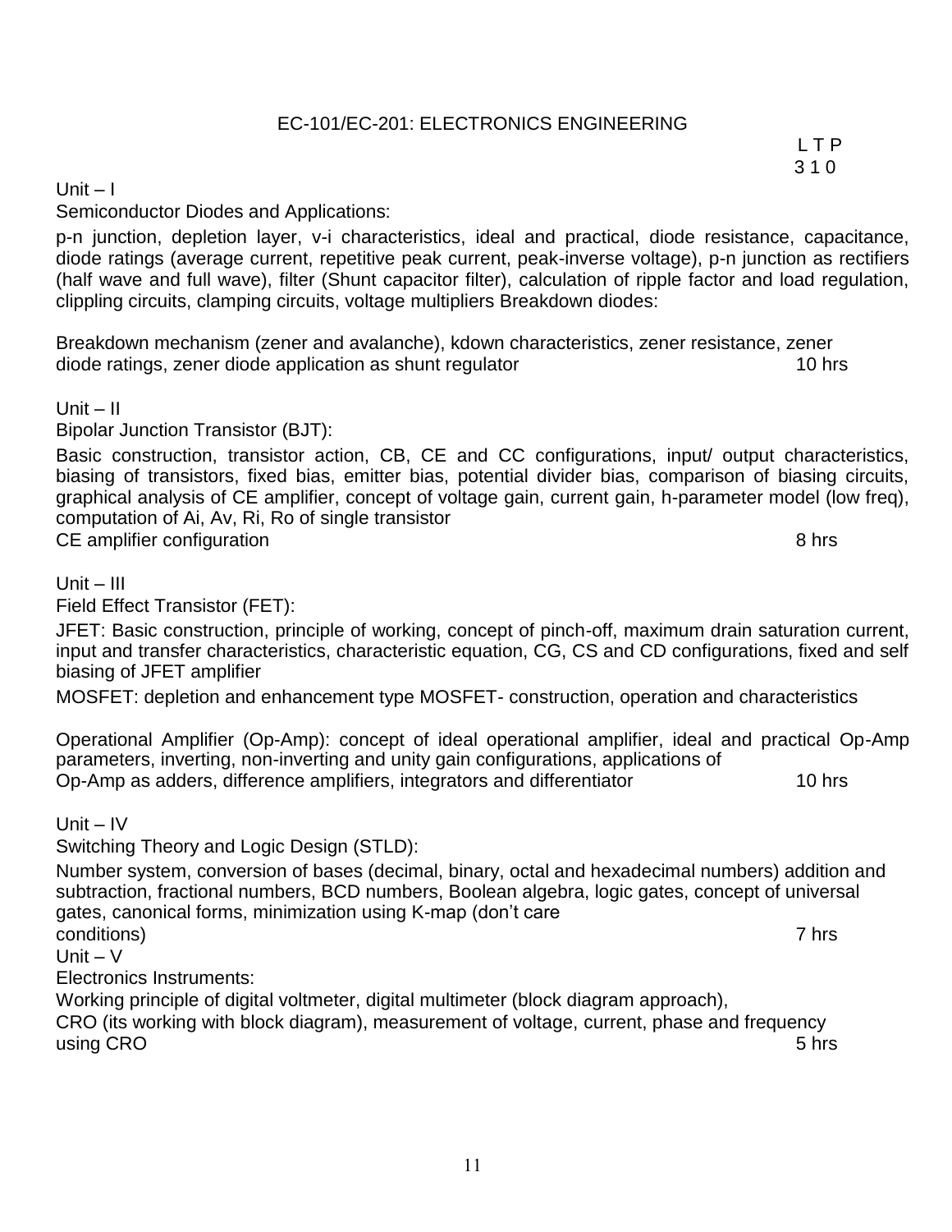## EC-101/EC-201: ELECTRONICS ENGINEERING

L T P
3 1 0

**Unit – I**

Semiconductor Diodes and Applications:

p-n junction, depletion layer, v-i characteristics, ideal and practical, diode resistance, capacitance, diode ratings (average current, repetitive peak current, peak-inverse voltage), p-n junction as rectifiers (half wave and full wave), filter (Shunt capacitor filter), calculation of ripple factor and load regulation, clippling circuits, clamping circuits, voltage multipliers Breakdown diodes:

Breakdown mechanism (zener and avalanche), kdown characteristics, zener resistance, zener diode ratings, zener diode application as shunt regulator 10 hrs

**Unit – II**

Bipolar Junction Transistor (BJT):

Basic construction, transistor action, CB, CE and CC configurations, input/ output characteristics, biasing of transistors, fixed bias, emitter bias, potential divider bias, comparison of biasing circuits, graphical analysis of CE amplifier, concept of voltage gain, current gain, h-parameter model (low freq), computation of Ai, Av, Ri, Ro of single transistor
CE amplifier configuration 8 hrs

**Unit – III**

Field Effect Transistor (FET):

JFET: Basic construction, principle of working, concept of pinch-off, maximum drain saturation current, input and transfer characteristics, characteristic equation, CG, CS and CD configurations, fixed and self biasing of JFET amplifier

MOSFET: depletion and enhancement type MOSFET- construction, operation and characteristics

Operational Amplifier (Op-Amp): concept of ideal operational amplifier, ideal and practical Op-Amp parameters, inverting, non-inverting and unity gain configurations, applications of Op-Amp as adders, difference amplifiers, integrators and differentiator 10 hrs

**Unit – IV**

Switching Theory and Logic Design (STLD):

Number system, conversion of bases (decimal, binary, octal and hexadecimal numbers) addition and subtraction, fractional numbers, BCD numbers, Boolean algebra, logic gates, concept of universal gates, canonical forms, minimization using K-map (don't care conditions) 7 hrs

**Unit – V**

Electronics Instruments:

Working principle of digital voltmeter, digital multimeter (block diagram approach),
CRO (its working with block diagram), measurement of voltage, current, phase and frequency using CRO 5 hrs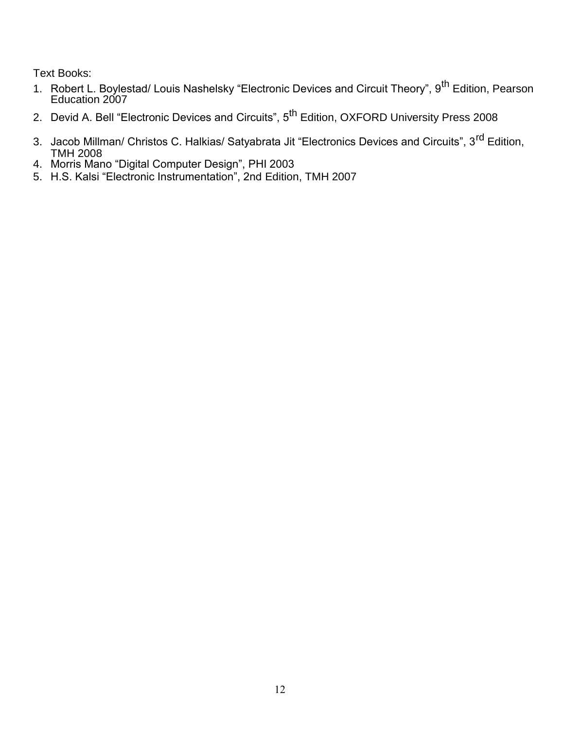Text Books:

1. Robert L. Boylestad/ Louis Nashelsky "Electronic Devices and Circuit Theory", 9th Edition, Pearson Education 2007
2. Devid A. Bell "Electronic Devices and Circuits", 5th Edition, OXFORD University Press 2008
3. Jacob Millman/ Christos C. Halkias/ Satyabrata Jit "Electronics Devices and Circuits", 3rd Edition, TMH 2008
4. Morris Mano "Digital Computer Design", PHI 2003
5. H.S. Kalsi "Electronic Instrumentation", 2nd Edition, TMH 2007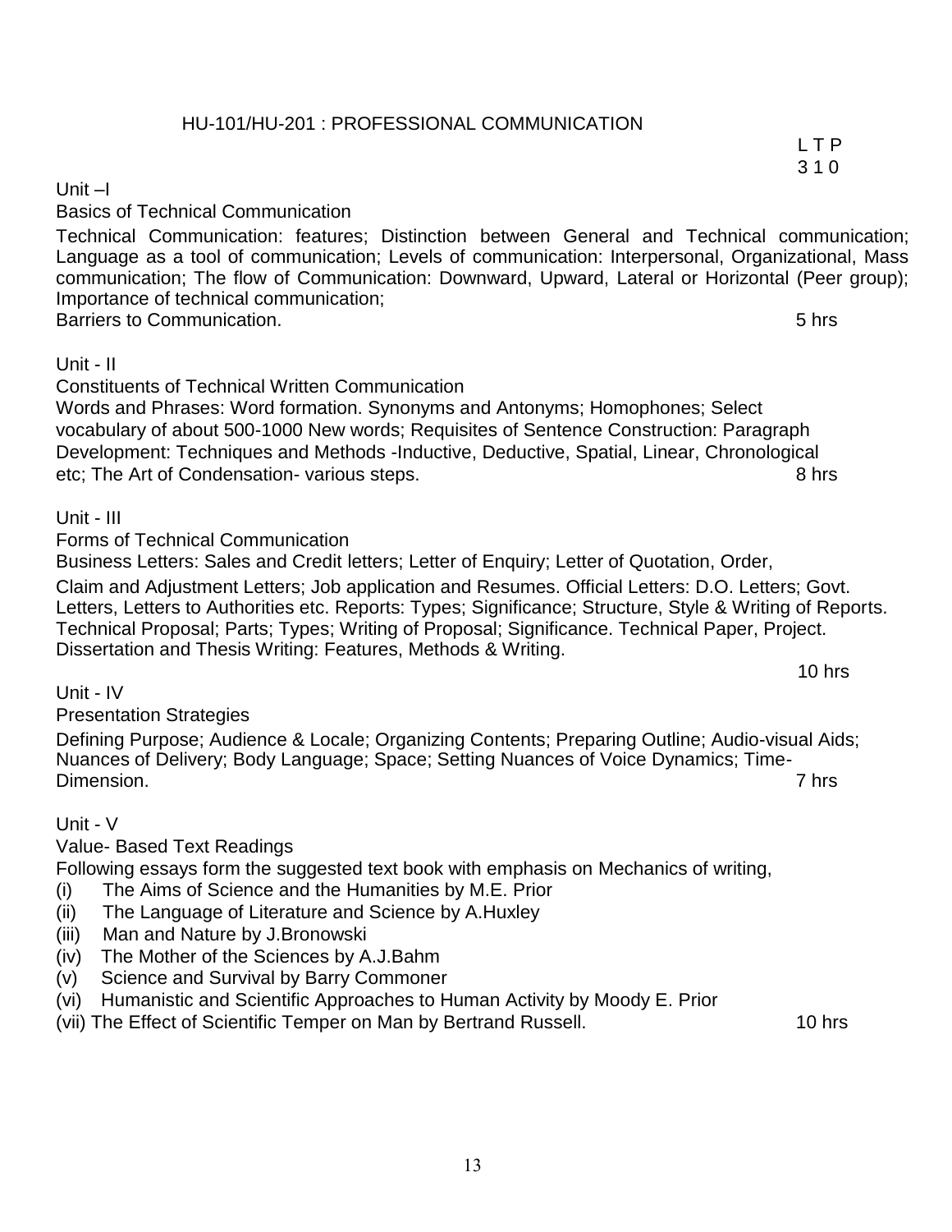## HU-101/HU-201 : PROFESSIONAL COMMUNICATION

L T P
3 1 0

### Unit –I

**Basics of Technical Communication**

Technical Communication: features; Distinction between General and Technical communication; Language as a tool of communication; Levels of communication: Interpersonal, Organizational, Mass communication; The flow of Communication: Downward, Upward, Lateral or Horizontal (Peer group); Importance of technical communication;
Barriers to Communication. 5 hrs

### Unit - II

**Constituents of Technical Written Communication**

Words and Phrases: Word formation. Synonyms and Antonyms; Homophones; Select vocabulary of about 500-1000 New words; Requisites of Sentence Construction: Paragraph Development: Techniques and Methods -Inductive, Deductive, Spatial, Linear, Chronological etc; The Art of Condensation- various steps. 8 hrs

### Unit - III

**Forms of Technical Communication**

Business Letters: Sales and Credit letters; Letter of Enquiry; Letter of Quotation, Order,

Claim and Adjustment Letters; Job application and Resumes. Official Letters: D.O. Letters; Govt. Letters, Letters to Authorities etc. Reports: Types; Significance; Structure, Style & Writing of Reports. Technical Proposal; Parts; Types; Writing of Proposal; Significance. Technical Paper, Project. Dissertation and Thesis Writing: Features, Methods & Writing.

10 hrs

### Unit - IV

**Presentation Strategies**

Defining Purpose; Audience & Locale; Organizing Contents; Preparing Outline; Audio-visual Aids; Nuances of Delivery; Body Language; Space; Setting Nuances of Voice Dynamics; Time-Dimension. 7 hrs

### Unit - V

**Value- Based Text Readings**

Following essays form the suggested text book with emphasis on Mechanics of writing,

(i) The Aims of Science and the Humanities by M.E. Prior
(ii) The Language of Literature and Science by A.Huxley
(iii) Man and Nature by J.Bronowski
(iv) The Mother of the Sciences by A.J.Bahm
(v) Science and Survival by Barry Commoner
(vi) Humanistic and Scientific Approaches to Human Activity by Moody E. Prior
(vii) The Effect of Scientific Temper on Man by Bertrand Russell. 10 hrs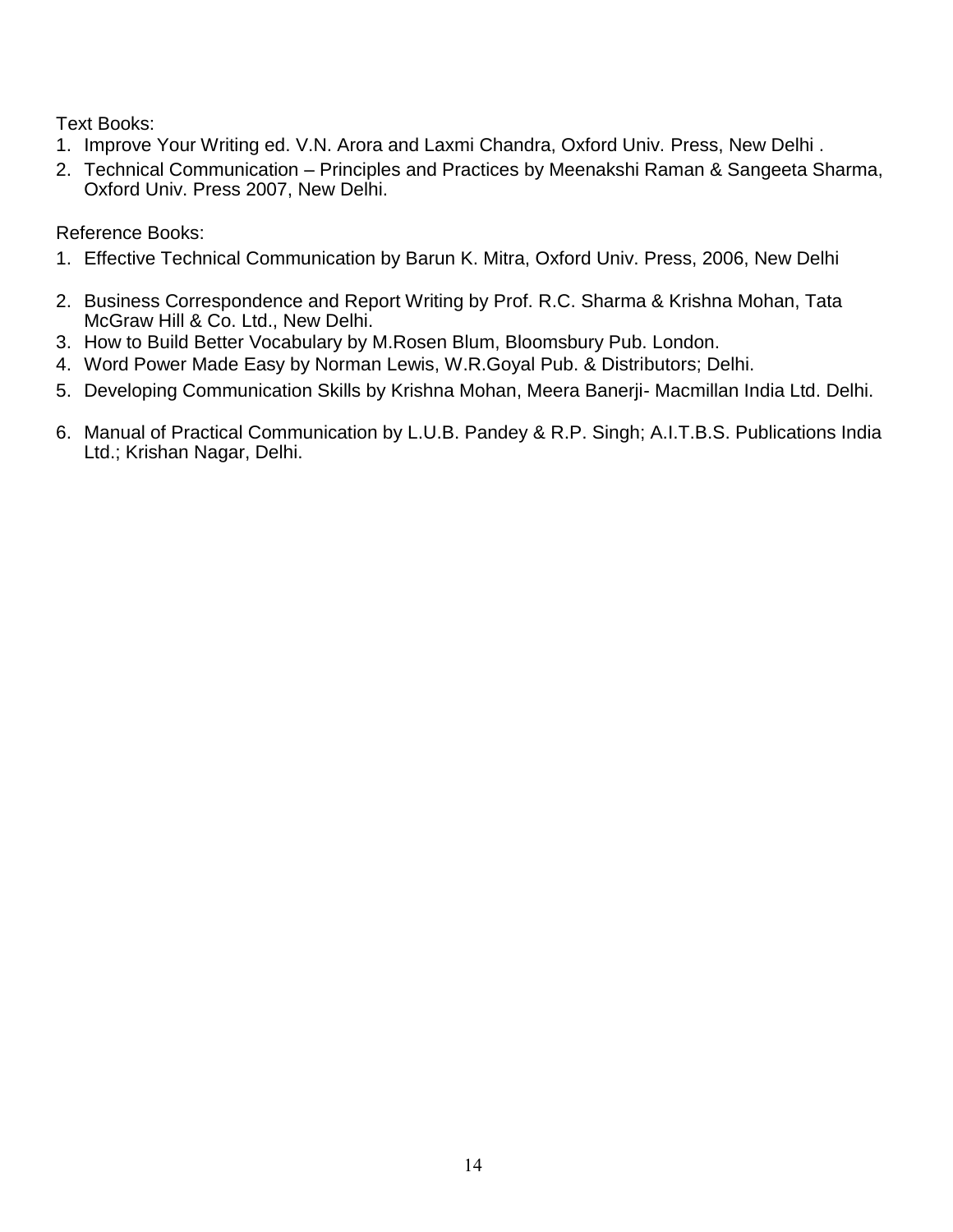Text Books:

1. Improve Your Writing ed. V.N. Arora and Laxmi Chandra, Oxford Univ. Press, New Delhi .
2. Technical Communication – Principles and Practices by Meenakshi Raman & Sangeeta Sharma, Oxford Univ. Press 2007, New Delhi.

Reference Books:

1. Effective Technical Communication by Barun K. Mitra, Oxford Univ. Press, 2006, New Delhi
2. Business Correspondence and Report Writing by Prof. R.C. Sharma & Krishna Mohan, Tata McGraw Hill & Co. Ltd., New Delhi.
3. How to Build Better Vocabulary by M.Rosen Blum, Bloomsbury Pub. London.
4. Word Power Made Easy by Norman Lewis, W.R.Goyal Pub. & Distributors; Delhi.
5. Developing Communication Skills by Krishna Mohan, Meera Banerji- Macmillan India Ltd. Delhi.
6. Manual of Practical Communication by L.U.B. Pandey & R.P. Singh; A.I.T.B.S. Publications India Ltd.; Krishan Nagar, Delhi.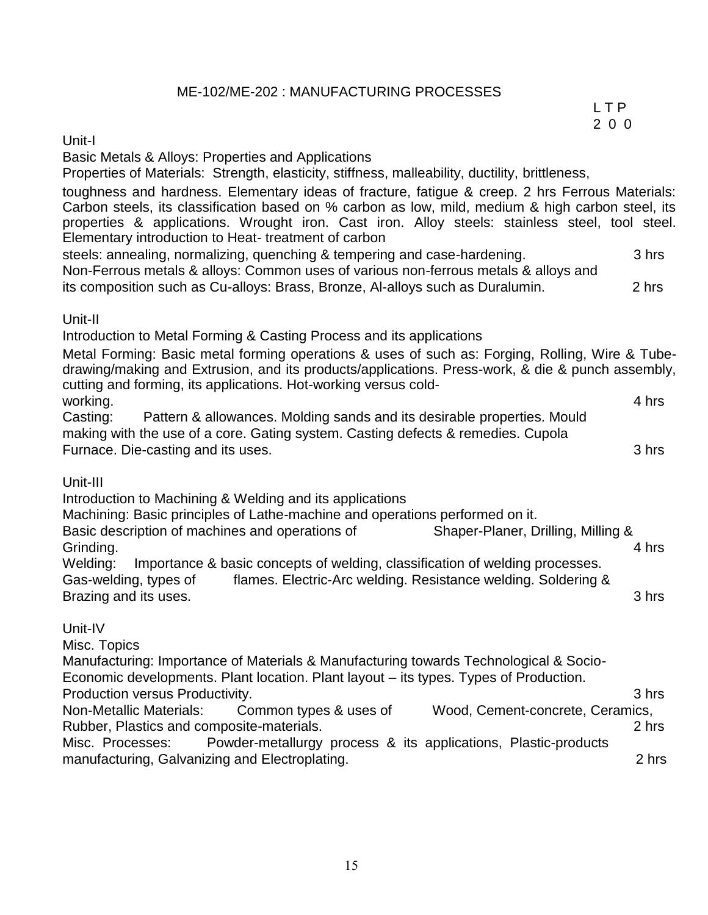## ME-102/ME-202 : MANUFACTURING PROCESSES

| L | T | P |
|---|---|---|
| 2 | 0 | 0 |

### Unit-I

**Basic Metals & Alloys: Properties and Applications**

Properties of Materials: Strength, elasticity, stiffness, malleability, ductility, brittleness, toughness and hardness. Elementary ideas of fracture, fatigue & creep. 2 hrs Ferrous Materials: Carbon steels, its classification based on % carbon as low, mild, medium & high carbon steel, its properties & applications. Wrought iron. Cast iron. Alloy steels: stainless steel, tool steel. Elementary introduction to Heat- treatment of carbon steels: annealing, normalizing, quenching & tempering and case-hardening. 3 hrs

Non-Ferrous metals & alloys: Common uses of various non-ferrous metals & alloys and its composition such as Cu-alloys: Brass, Bronze, Al-alloys such as Duralumin. 2 hrs

### Unit-II

**Introduction to Metal Forming & Casting Process and its applications**

Metal Forming: Basic metal forming operations & uses of such as: Forging, Rolling, Wire & Tube-drawing/making and Extrusion, and its products/applications. Press-work, & die & punch assembly, cutting and forming, its applications. Hot-working versus cold-working. 4 hrs

Casting: Pattern & allowances. Molding sands and its desirable properties. Mould making with the use of a core. Gating system. Casting defects & remedies. Cupola Furnace. Die-casting and its uses. 3 hrs

### Unit-III

**Introduction to Machining & Welding and its applications**

Machining: Basic principles of Lathe-machine and operations performed on it. Basic description of machines and operations of Shaper-Planer, Drilling, Milling & Grinding. 4 hrs

Welding: Importance & basic concepts of welding, classification of welding processes. Gas-welding, types of flames. Electric-Arc welding. Resistance welding. Soldering & Brazing and its uses. 3 hrs

### Unit-IV

**Misc. Topics**

Manufacturing: Importance of Materials & Manufacturing towards Technological & Socio-Economic developments. Plant location. Plant layout – its types. Types of Production. Production versus Productivity. 3 hrs

Non-Metallic Materials: Common types & uses of Wood, Cement-concrete, Ceramics, Rubber, Plastics and composite-materials. 2 hrs

Misc. Processes: Powder-metallurgy process & its applications, Plastic-products manufacturing, Galvanizing and Electroplating. 2 hrs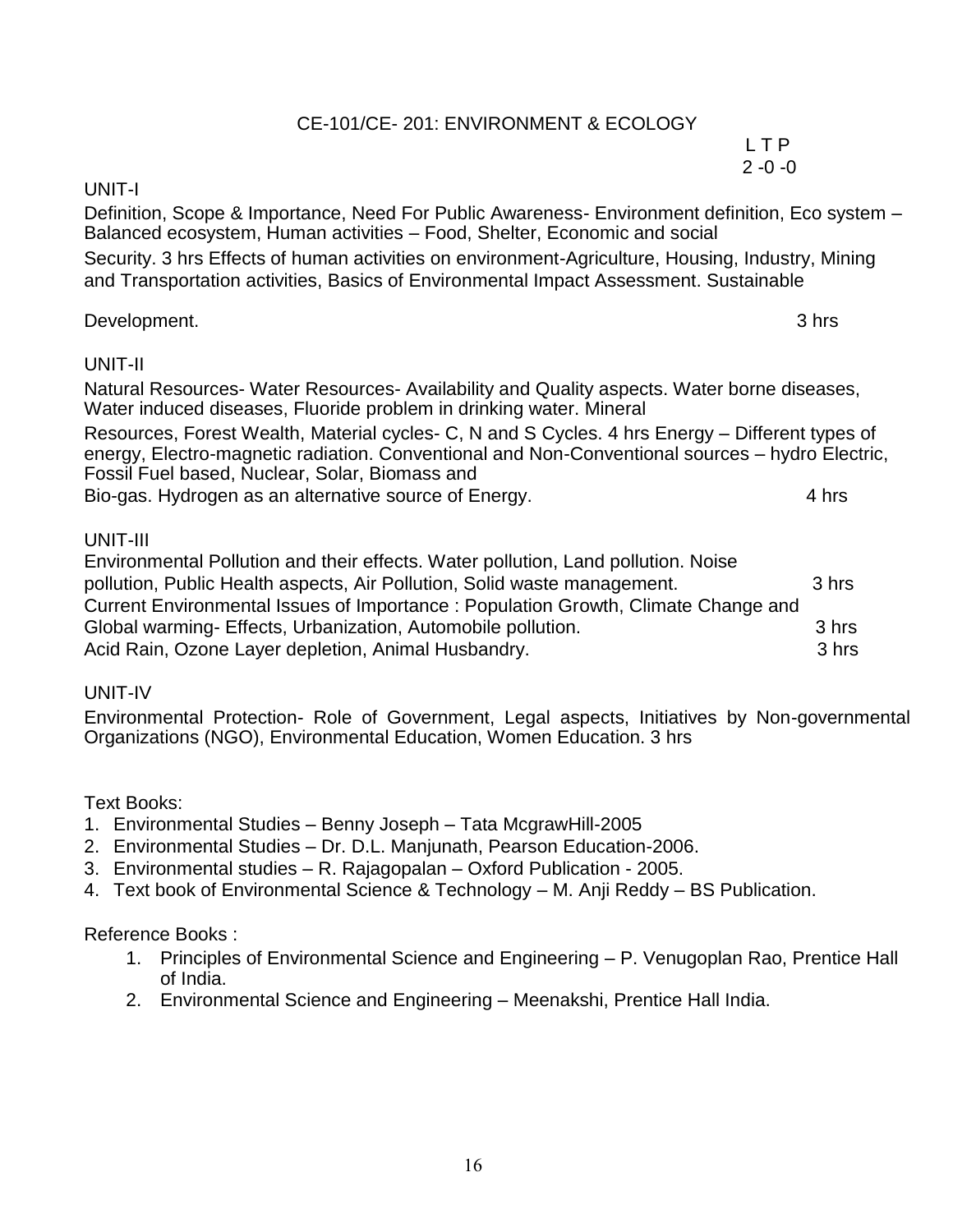## CE-101/CE- 201: ENVIRONMENT & ECOLOGY

L T P
2 -0 -0

### UNIT-I

Definition, Scope & Importance, Need For Public Awareness- Environment definition, Eco system – Balanced ecosystem, Human activities – Food, Shelter, Economic and social

Security. 3 hrs Effects of human activities on environment-Agriculture, Housing, Industry, Mining and Transportation activities, Basics of Environmental Impact Assessment. Sustainable

Development. 3 hrs

### UNIT-II

Natural Resources- Water Resources- Availability and Quality aspects. Water borne diseases, Water induced diseases, Fluoride problem in drinking water. Mineral

Resources, Forest Wealth, Material cycles- C, N and S Cycles. 4 hrs Energy – Different types of energy, Electro-magnetic radiation. Conventional and Non-Conventional sources – hydro Electric, Fossil Fuel based, Nuclear, Solar, Biomass and

Bio-gas. Hydrogen as an alternative source of Energy. 4 hrs

### UNIT-III

Environmental Pollution and their effects. Water pollution, Land pollution. Noise pollution, Public Health aspects, Air Pollution, Solid waste management. 3 hrs

Current Environmental Issues of Importance : Population Growth, Climate Change and Global warming- Effects, Urbanization, Automobile pollution. 3 hrs

Acid Rain, Ozone Layer depletion, Animal Husbandry. 3 hrs

### UNIT-IV

Environmental Protection- Role of Government, Legal aspects, Initiatives by Non-governmental Organizations (NGO), Environmental Education, Women Education. 3 hrs

Text Books:

1. Environmental Studies – Benny Joseph – Tata McgrawHill-2005
2. Environmental Studies – Dr. D.L. Manjunath, Pearson Education-2006.
3. Environmental studies – R. Rajagopalan – Oxford Publication - 2005.
4. Text book of Environmental Science & Technology – M. Anji Reddy – BS Publication.

Reference Books :

1. Principles of Environmental Science and Engineering – P. Venugoplan Rao, Prentice Hall of India.
2. Environmental Science and Engineering – Meenakshi, Prentice Hall India.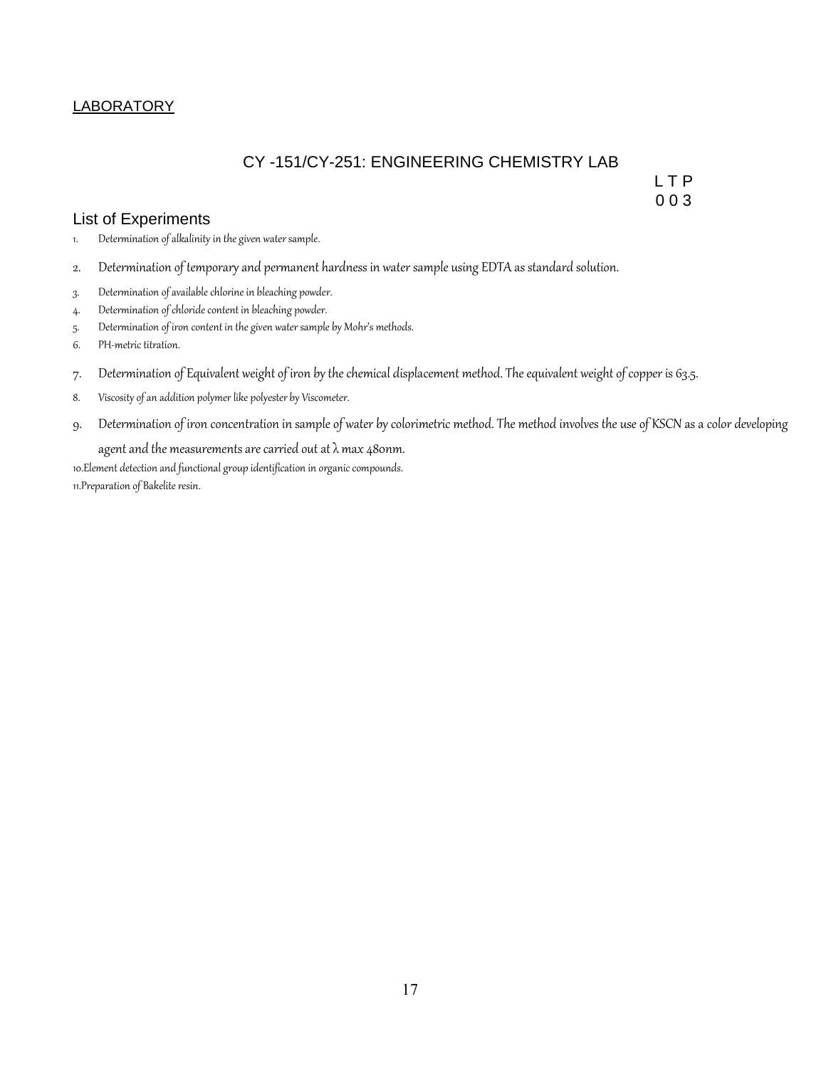## LABORATORY

### CY -151/CY-251: ENGINEERING CHEMISTRY LAB

L T P
0 0 3

### List of Experiments

1. Determination of alkalinity in the given water sample.
2. Determination of temporary and permanent hardness in water sample using EDTA as standard solution.
3. Determination of available chlorine in bleaching powder.
4. Determination of chloride content in bleaching powder.
5. Determination of iron content in the given water sample by Mohr's methods.
6. PH-metric titration.
7. Determination of Equivalent weight of iron by the chemical displacement method. The equivalent weight of copper is 63.5.
8. Viscosity of an addition polymer like polyester by Viscometer.
9. Determination of iron concentration in sample of water by colorimetric method. The method involves the use of KSCN as a color developing agent and the measurements are carried out at $\lambda$ max 480nm.
10. Element detection and functional group identification in organic compounds.
11. Preparation of Bakelite resin.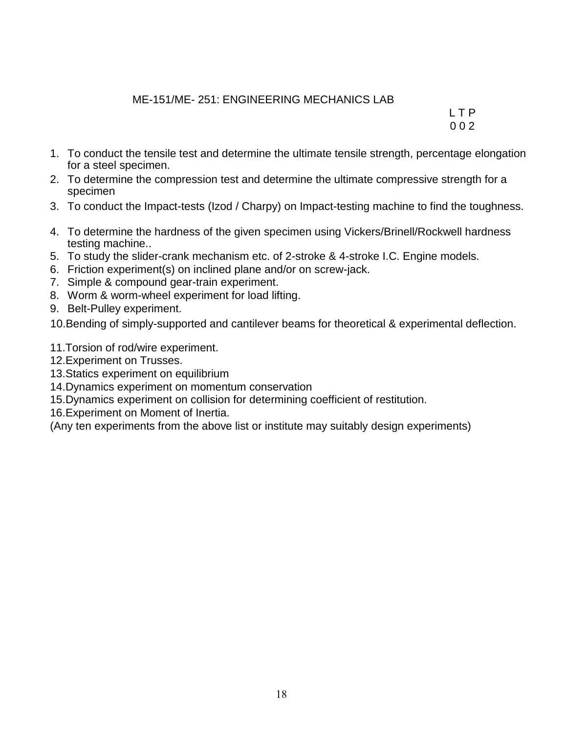## ME-151/ME- 251: ENGINEERING MECHANICS LAB

| L | T | P |
|---|---|---|
| 0 | 0 | 2 |

1. To conduct the tensile test and determine the ultimate tensile strength, percentage elongation for a steel specimen.
2. To determine the compression test and determine the ultimate compressive strength for a specimen
3. To conduct the Impact-tests (Izod / Charpy) on Impact-testing machine to find the toughness.
4. To determine the hardness of the given specimen using Vickers/Brinell/Rockwell hardness testing machine..
5. To study the slider-crank mechanism etc. of 2-stroke & 4-stroke I.C. Engine models.
6. Friction experiment(s) on inclined plane and/or on screw-jack.
7. Simple & compound gear-train experiment.
8. Worm & worm-wheel experiment for load lifting.
9. Belt-Pulley experiment.
10. Bending of simply-supported and cantilever beams for theoretical & experimental deflection.
11. Torsion of rod/wire experiment.
12. Experiment on Trusses.
13. Statics experiment on equilibrium
14. Dynamics experiment on momentum conservation
15. Dynamics experiment on collision for determining coefficient of restitution.
16. Experiment on Moment of Inertia.

(Any ten experiments from the above list or institute may suitably design experiments)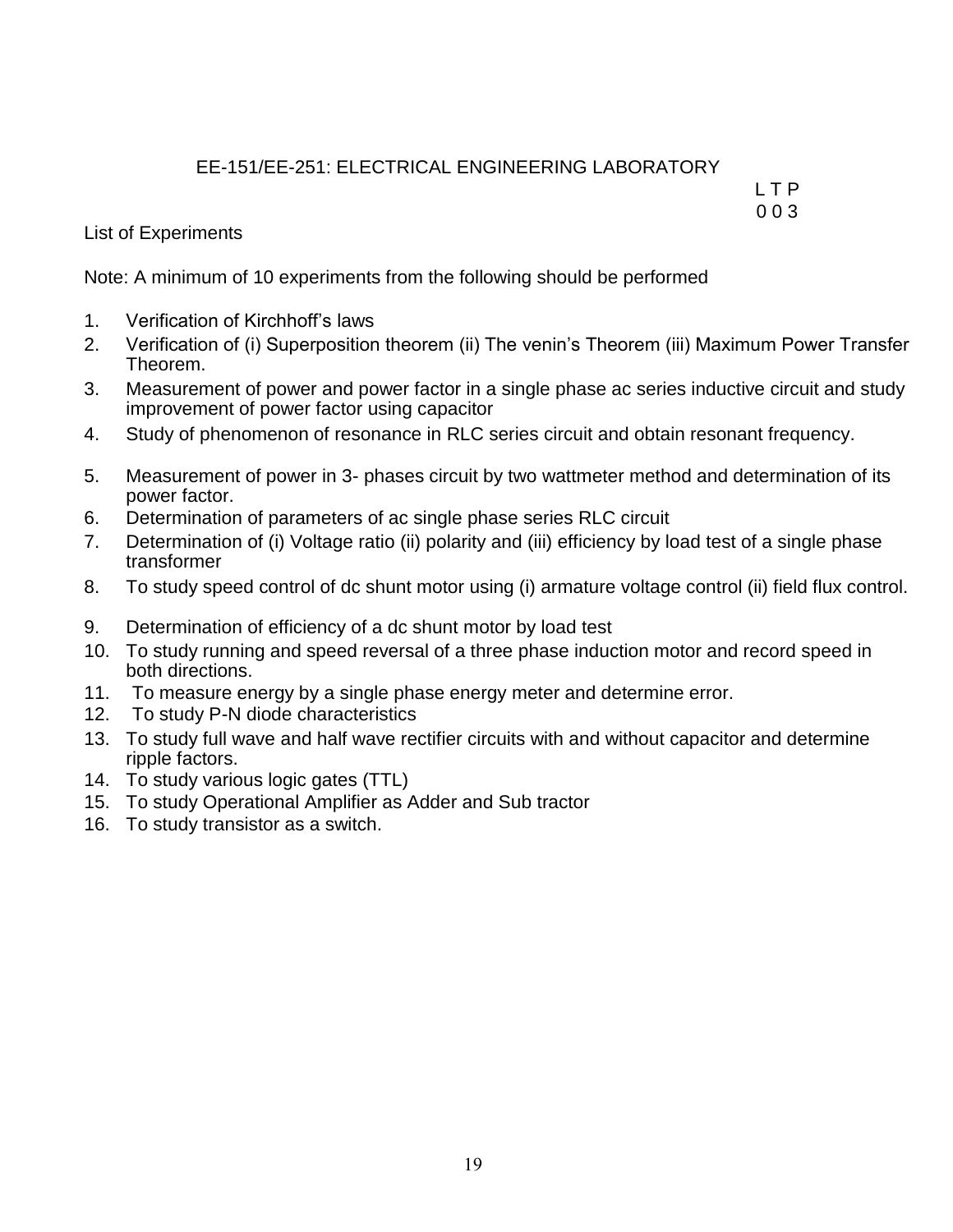## EE-151/EE-251: ELECTRICAL ENGINEERING LABORATORY

L T P
0 0 3

List of Experiments

Note: A minimum of 10 experiments from the following should be performed

1. Verification of Kirchhoff's laws
2. Verification of (i) Superposition theorem (ii) The venin's Theorem (iii) Maximum Power Transfer Theorem.
3. Measurement of power and power factor in a single phase ac series inductive circuit and study improvement of power factor using capacitor
4. Study of phenomenon of resonance in RLC series circuit and obtain resonant frequency.
5. Measurement of power in 3- phases circuit by two wattmeter method and determination of its power factor.
6. Determination of parameters of ac single phase series RLC circuit
7. Determination of (i) Voltage ratio (ii) polarity and (iii) efficiency by load test of a single phase transformer
8. To study speed control of dc shunt motor using (i) armature voltage control (ii) field flux control.
9. Determination of efficiency of a dc shunt motor by load test
10. To study running and speed reversal of a three phase induction motor and record speed in both directions.
11. To measure energy by a single phase energy meter and determine error.
12. To study P-N diode characteristics
13. To study full wave and half wave rectifier circuits with and without capacitor and determine ripple factors.
14. To study various logic gates (TTL)
15. To study Operational Amplifier as Adder and Sub tractor
16. To study transistor as a switch.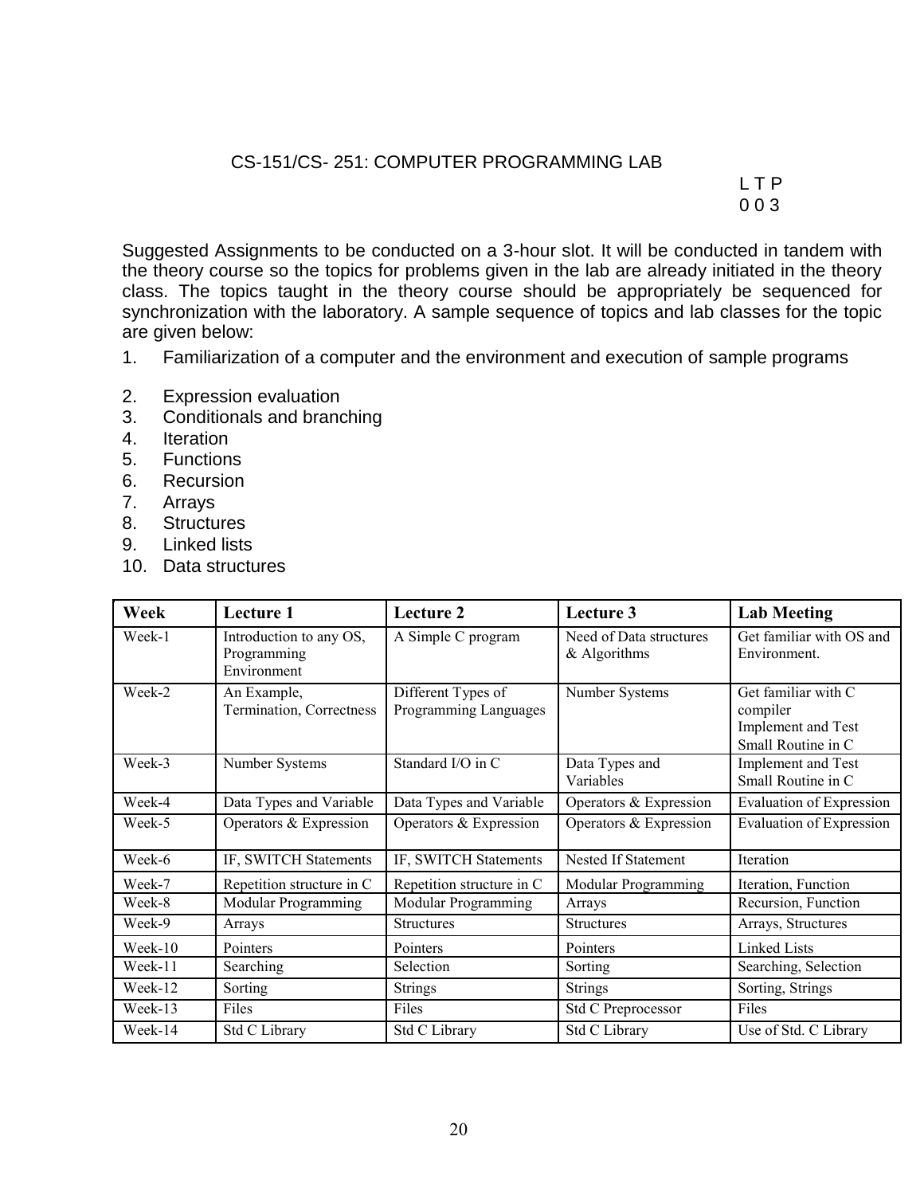## CS-151/CS- 251: COMPUTER PROGRAMMING LAB

L T P
0 0 3

Suggested Assignments to be conducted on a 3-hour slot. It will be conducted in tandem with the theory course so the topics for problems given in the lab are already initiated in the theory class. The topics taught in the theory course should be appropriately be sequenced for synchronization with the laboratory. A sample sequence of topics and lab classes for the topic are given below:

1. Familiarization of a computer and the environment and execution of sample programs
2. Expression evaluation
3. Conditionals and branching
4. Iteration
5. Functions
6. Recursion
7. Arrays
8. Structures
9. Linked lists
10. Data structures

| Week | Lecture 1 | Lecture 2 | Lecture 3 | Lab Meeting |
|---|---|---|---|---|
| Week-1 | Introduction to any OS, Programming Environment | A Simple C program | Need of Data structures & Algorithms | Get familiar with OS and Environment. |
| Week-2 | An Example, Termination, Correctness | Different Types of Programming Languages | Number Systems | Get familiar with C compiler Implement and Test Small Routine in C |
| Week-3 | Number Systems | Standard I/O in C | Data Types and Variables | Implement and Test Small Routine in C |
| Week-4 | Data Types and Variable | Data Types and Variable | Operators & Expression | Evaluation of Expression |
| Week-5 | Operators & Expression | Operators & Expression | Operators & Expression | Evaluation of Expression |
| Week-6 | IF, SWITCH Statements | IF, SWITCH Statements | Nested If Statement | Iteration |
| Week-7 | Repetition structure in C | Repetition structure in C | Modular Programming | Iteration, Function |
| Week-8 | Modular Programming | Modular Programming | Arrays | Recursion, Function |
| Week-9 | Arrays | Structures | Structures | Arrays, Structures |
| Week-10 | Pointers | Pointers | Pointers | Linked Lists |
| Week-11 | Searching | Selection | Sorting | Searching, Selection |
| Week-12 | Sorting | Strings | Strings | Sorting, Strings |
| Week-13 | Files | Files | Std C Preprocessor | Files |
| Week-14 | Std C Library | Std C Library | Std C Library | Use of Std. C Library |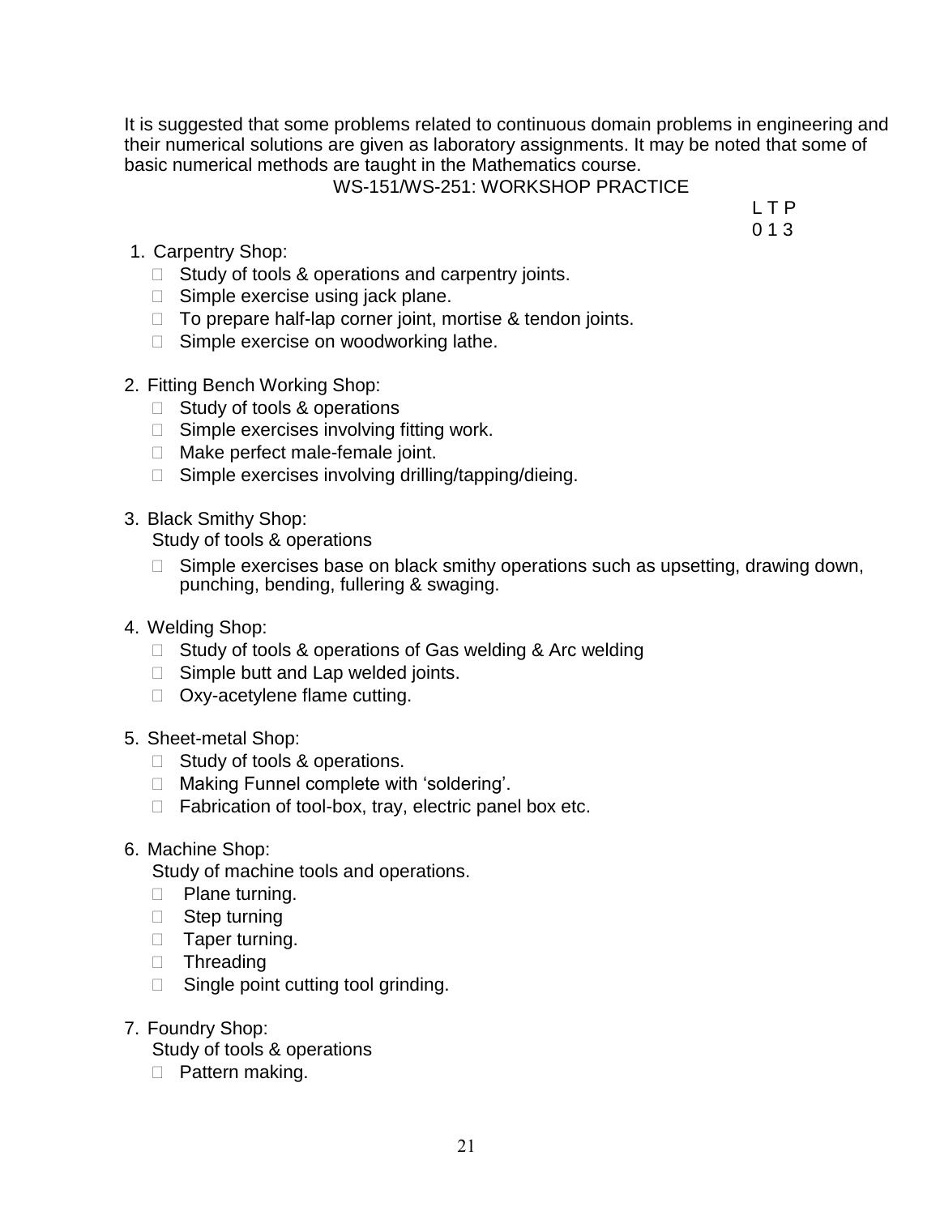It is suggested that some problems related to continuous domain problems in engineering and their numerical solutions are given as laboratory assignments. It may be noted that some of basic numerical methods are taught in the Mathematics course.

## WS-151/WS-251: WORKSHOP PRACTICE

| L | T | P |
|---|---|---|
| 0 | 1 | 3 |

1. Carpentry Shop:
   - Study of tools & operations and carpentry joints.
   - Simple exercise using jack plane.
   - To prepare half-lap corner joint, mortise & tendon joints.
   - Simple exercise on woodworking lathe.

2. Fitting Bench Working Shop:
   - Study of tools & operations
   - Simple exercises involving fitting work.
   - Make perfect male-female joint.
   - Simple exercises involving drilling/tapping/dieing.

3. Black Smithy Shop:

   Study of tools & operations
   - Simple exercises base on black smithy operations such as upsetting, drawing down, punching, bending, fullering & swaging.

4. Welding Shop:
   - Study of tools & operations of Gas welding & Arc welding
   - Simple butt and Lap welded joints.
   - Oxy-acetylene flame cutting.

5. Sheet-metal Shop:
   - Study of tools & operations.
   - Making Funnel complete with 'soldering'.
   - Fabrication of tool-box, tray, electric panel box etc.

6. Machine Shop:

   Study of machine tools and operations.
   - Plane turning.
   - Step turning
   - Taper turning.
   - Threading
   - Single point cutting tool grinding.

7. Foundry Shop:

   Study of tools & operations
   - Pattern making.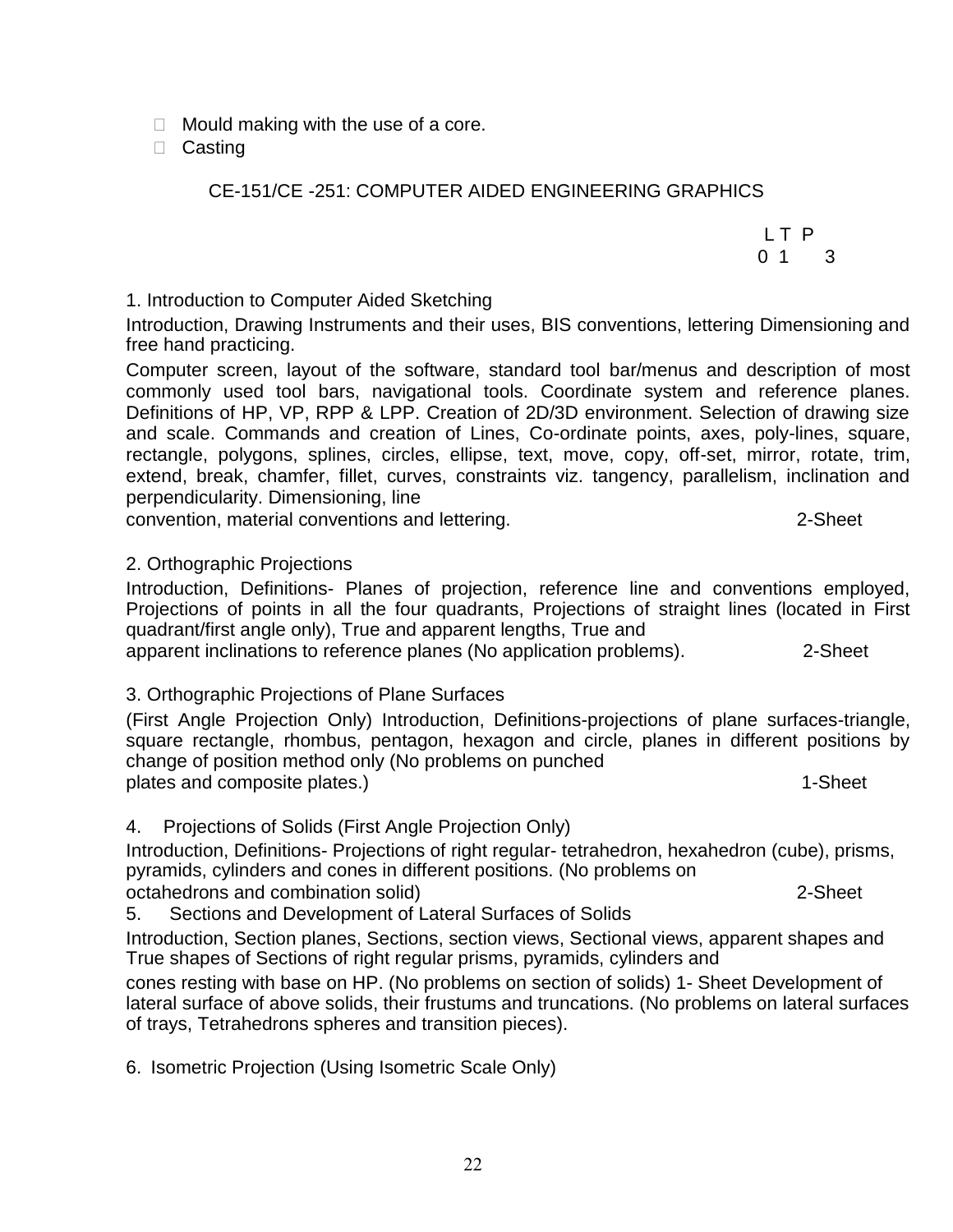- Mould making with the use of a core.
- Casting

## CE-151/CE -251: COMPUTER AIDED ENGINEERING GRAPHICS

| L | T | P |
|---|---|---|
| 0 | 1 | 3 |

### 1. Introduction to Computer Aided Sketching

Introduction, Drawing Instruments and their uses, BIS conventions, lettering Dimensioning and free hand practicing.

Computer screen, layout of the software, standard tool bar/menus and description of most commonly used tool bars, navigational tools. Coordinate system and reference planes. Definitions of HP, VP, RPP & LPP. Creation of 2D/3D environment. Selection of drawing size and scale. Commands and creation of Lines, Co-ordinate points, axes, poly-lines, square, rectangle, polygons, splines, circles, ellipse, text, move, copy, off-set, mirror, rotate, trim, extend, break, chamfer, fillet, curves, constraints viz. tangency, parallelism, inclination and perpendicularity. Dimensioning, line convention, material conventions and lettering. 2-Sheet

### 2. Orthographic Projections

Introduction, Definitions- Planes of projection, reference line and conventions employed, Projections of points in all the four quadrants, Projections of straight lines (located in First quadrant/first angle only), True and apparent lengths, True and apparent inclinations to reference planes (No application problems). 2-Sheet

### 3. Orthographic Projections of Plane Surfaces

(First Angle Projection Only) Introduction, Definitions-projections of plane surfaces-triangle, square rectangle, rhombus, pentagon, hexagon and circle, planes in different positions by change of position method only (No problems on punched plates and composite plates.) 1-Sheet

### 4. Projections of Solids (First Angle Projection Only)

Introduction, Definitions- Projections of right regular- tetrahedron, hexahedron (cube), prisms, pyramids, cylinders and cones in different positions. (No problems on octahedrons and combination solid) 2-Sheet

### 5. Sections and Development of Lateral Surfaces of Solids

Introduction, Section planes, Sections, section views, Sectional views, apparent shapes and True shapes of Sections of right regular prisms, pyramids, cylinders and cones resting with base on HP. (No problems on section of solids) 1- Sheet Development of lateral surface of above solids, their frustums and truncations. (No problems on lateral surfaces of trays, Tetrahedrons spheres and transition pieces).

### 6. Isometric Projection (Using Isometric Scale Only)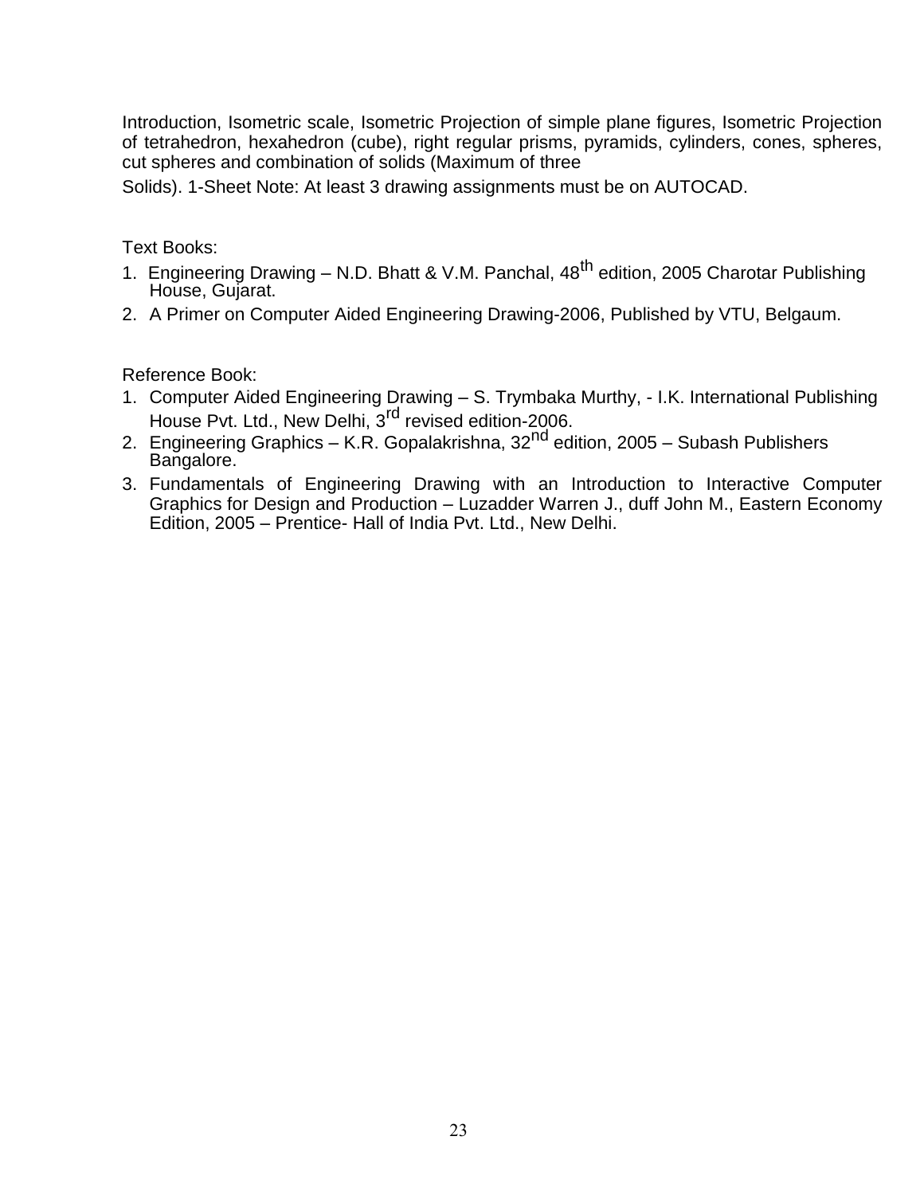Introduction, Isometric scale, Isometric Projection of simple plane figures, Isometric Projection of tetrahedron, hexahedron (cube), right regular prisms, pyramids, cylinders, cones, spheres, cut spheres and combination of solids (Maximum of three

Solids). 1-Sheet Note: At least 3 drawing assignments must be on AUTOCAD.

Text Books:

1. Engineering Drawing – N.D. Bhatt & V.M. Panchal, 48th edition, 2005 Charotar Publishing House, Gujarat.
2. A Primer on Computer Aided Engineering Drawing-2006, Published by VTU, Belgaum.

Reference Book:

1. Computer Aided Engineering Drawing – S. Trymbaka Murthy, - I.K. International Publishing House Pvt. Ltd., New Delhi, 3rd revised edition-2006.
2. Engineering Graphics – K.R. Gopalakrishna, 32nd edition, 2005 – Subash Publishers Bangalore.
3. Fundamentals of Engineering Drawing with an Introduction to Interactive Computer Graphics for Design and Production – Luzadder Warren J., duff John M., Eastern Economy Edition, 2005 – Prentice- Hall of India Pvt. Ltd., New Delhi.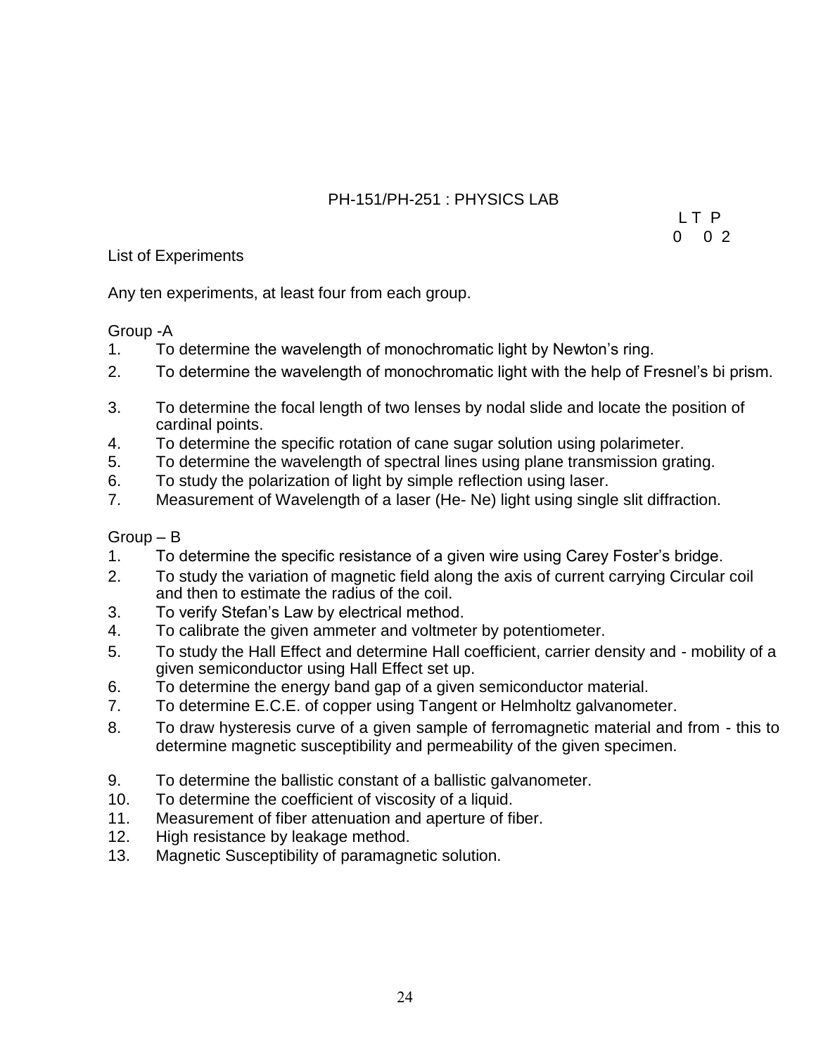## PH-151/PH-251 : PHYSICS LAB

| L | T | P |
|---|---|---|
| 0 | 0 | 2 |

List of Experiments

Any ten experiments, at least four from each group.

### Group -A

1. To determine the wavelength of monochromatic light by Newton's ring.
2. To determine the wavelength of monochromatic light with the help of Fresnel's bi prism.
3. To determine the focal length of two lenses by nodal slide and locate the position of cardinal points.
4. To determine the specific rotation of cane sugar solution using polarimeter.
5. To determine the wavelength of spectral lines using plane transmission grating.
6. To study the polarization of light by simple reflection using laser.
7. Measurement of Wavelength of a laser (He- Ne) light using single slit diffraction.

### Group – B

1. To determine the specific resistance of a given wire using Carey Foster's bridge.
2. To study the variation of magnetic field along the axis of current carrying Circular coil and then to estimate the radius of the coil.
3. To verify Stefan's Law by electrical method.
4. To calibrate the given ammeter and voltmeter by potentiometer.
5. To study the Hall Effect and determine Hall coefficient, carrier density and - mobility of a given semiconductor using Hall Effect set up.
6. To determine the energy band gap of a given semiconductor material.
7. To determine E.C.E. of copper using Tangent or Helmholtz galvanometer.
8. To draw hysteresis curve of a given sample of ferromagnetic material and from - this to determine magnetic susceptibility and permeability of the given specimen.
9. To determine the ballistic constant of a ballistic galvanometer.
10. To determine the coefficient of viscosity of a liquid.
11. Measurement of fiber attenuation and aperture of fiber.
12. High resistance by leakage method.
13. Magnetic Susceptibility of paramagnetic solution.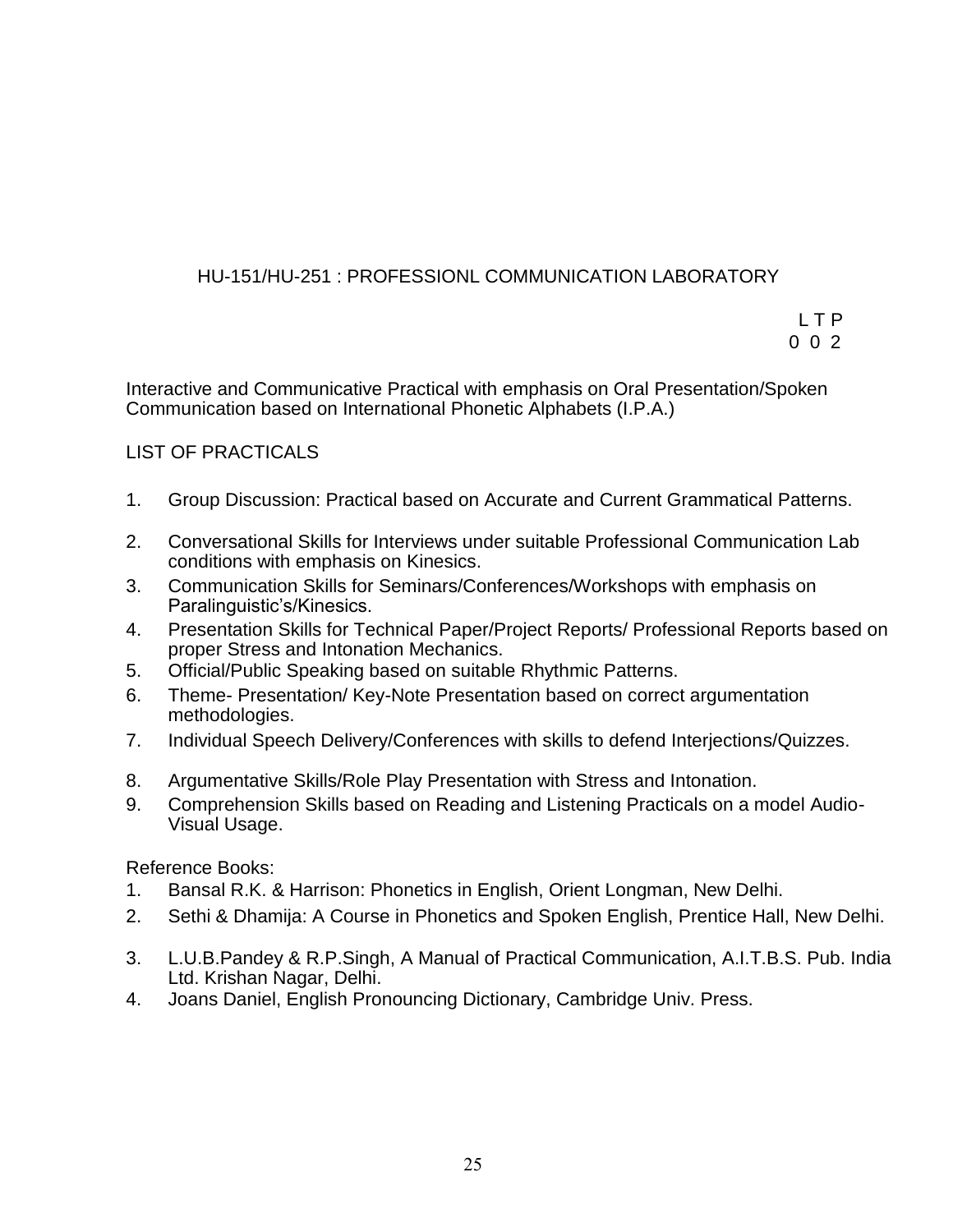## HU-151/HU-251 : PROFESSIONL COMMUNICATION LABORATORY

| L | T | P |
|---|---|---|
| 0 | 0 | 2 |

Interactive and Communicative Practical with emphasis on Oral Presentation/Spoken Communication based on International Phonetic Alphabets (I.P.A.)

### LIST OF PRACTICALS

1. Group Discussion: Practical based on Accurate and Current Grammatical Patterns.
2. Conversational Skills for Interviews under suitable Professional Communication Lab conditions with emphasis on Kinesics.
3. Communication Skills for Seminars/Conferences/Workshops with emphasis on Paralinguistic's/Kinesics.
4. Presentation Skills for Technical Paper/Project Reports/ Professional Reports based on proper Stress and Intonation Mechanics.
5. Official/Public Speaking based on suitable Rhythmic Patterns.
6. Theme- Presentation/ Key-Note Presentation based on correct argumentation methodologies.
7. Individual Speech Delivery/Conferences with skills to defend Interjections/Quizzes.
8. Argumentative Skills/Role Play Presentation with Stress and Intonation.
9. Comprehension Skills based on Reading and Listening Practicals on a model Audio-Visual Usage.

Reference Books:

1. Bansal R.K. & Harrison: Phonetics in English, Orient Longman, New Delhi.
2. Sethi & Dhamija: A Course in Phonetics and Spoken English, Prentice Hall, New Delhi.
3. L.U.B.Pandey & R.P.Singh, A Manual of Practical Communication, A.I.T.B.S. Pub. India Ltd. Krishan Nagar, Delhi.
4. Joans Daniel, English Pronouncing Dictionary, Cambridge Univ. Press.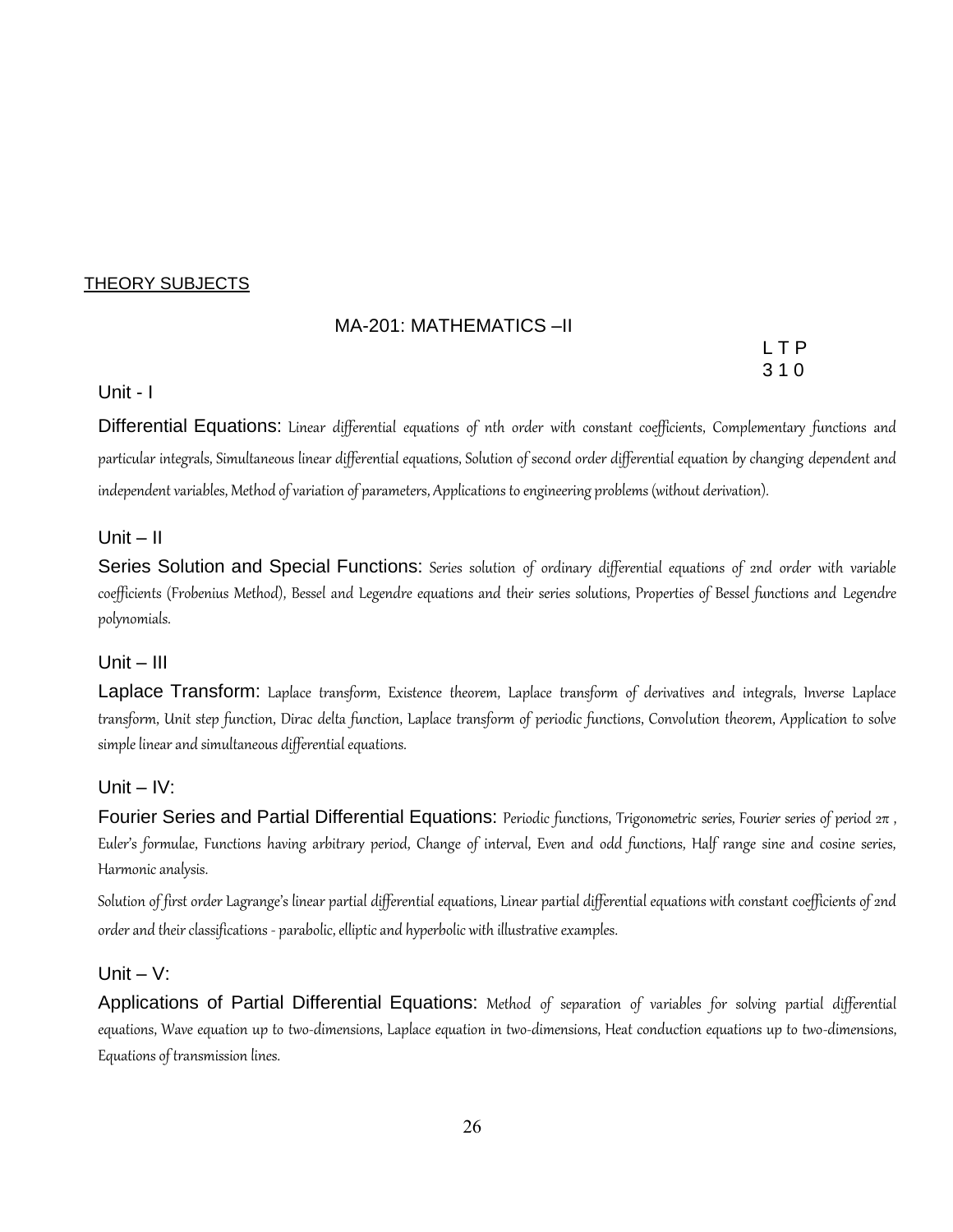THEORY SUBJECTS

## MA-201: MATHEMATICS –II

L T P
3 1 0

### Unit - I

**Differential Equations:** Linear differential equations of nth order with constant coefficients, Complementary functions and particular integrals, Simultaneous linear differential equations, Solution of second order differential equation by changing dependent and independent variables, Method of variation of parameters, Applications to engineering problems (without derivation).

### Unit – II

**Series Solution and Special Functions:** Series solution of ordinary differential equations of 2nd order with variable coefficients (Frobenius Method), Bessel and Legendre equations and their series solutions, Properties of Bessel functions and Legendre polynomials.

### Unit – III

**Laplace Transform:** Laplace transform, Existence theorem, Laplace transform of derivatives and integrals, Inverse Laplace transform, Unit step function, Dirac delta function, Laplace transform of periodic functions, Convolution theorem, Application to solve simple linear and simultaneous differential equations.

### Unit – IV:

**Fourier Series and Partial Differential Equations:** Periodic functions, Trigonometric series, Fourier series of period $2\pi$ , Euler's formulae, Functions having arbitrary period, Change of interval, Even and odd functions, Half range sine and cosine series, Harmonic analysis.

Solution of first order Lagrange's linear partial differential equations, Linear partial differential equations with constant coefficients of 2nd order and their classifications - parabolic, elliptic and hyperbolic with illustrative examples.

### Unit – V:

**Applications of Partial Differential Equations:** Method of separation of variables for solving partial differential equations, Wave equation up to two-dimensions, Laplace equation in two-dimensions, Heat conduction equations up to two-dimensions, Equations of transmission lines.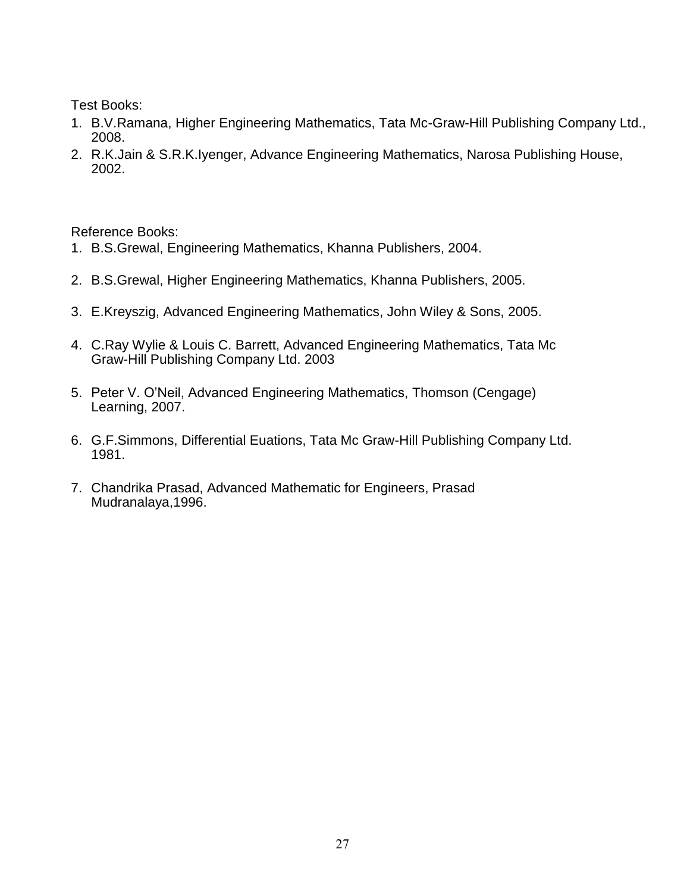Test Books:

1. B.V.Ramana, Higher Engineering Mathematics, Tata Mc-Graw-Hill Publishing Company Ltd., 2008.
2. R.K.Jain & S.R.K.Iyenger, Advance Engineering Mathematics, Narosa Publishing House, 2002.

Reference Books:

1. B.S.Grewal, Engineering Mathematics, Khanna Publishers, 2004.
2. B.S.Grewal, Higher Engineering Mathematics, Khanna Publishers, 2005.
3. E.Kreyszig, Advanced Engineering Mathematics, John Wiley & Sons, 2005.
4. C.Ray Wylie & Louis C. Barrett, Advanced Engineering Mathematics, Tata Mc Graw-Hill Publishing Company Ltd. 2003
5. Peter V. O'Neil, Advanced Engineering Mathematics, Thomson (Cengage) Learning, 2007.
6. G.F.Simmons, Differential Euations, Tata Mc Graw-Hill Publishing Company Ltd. 1981.
7. Chandrika Prasad, Advanced Mathematic for Engineers, Prasad Mudranalaya,1996.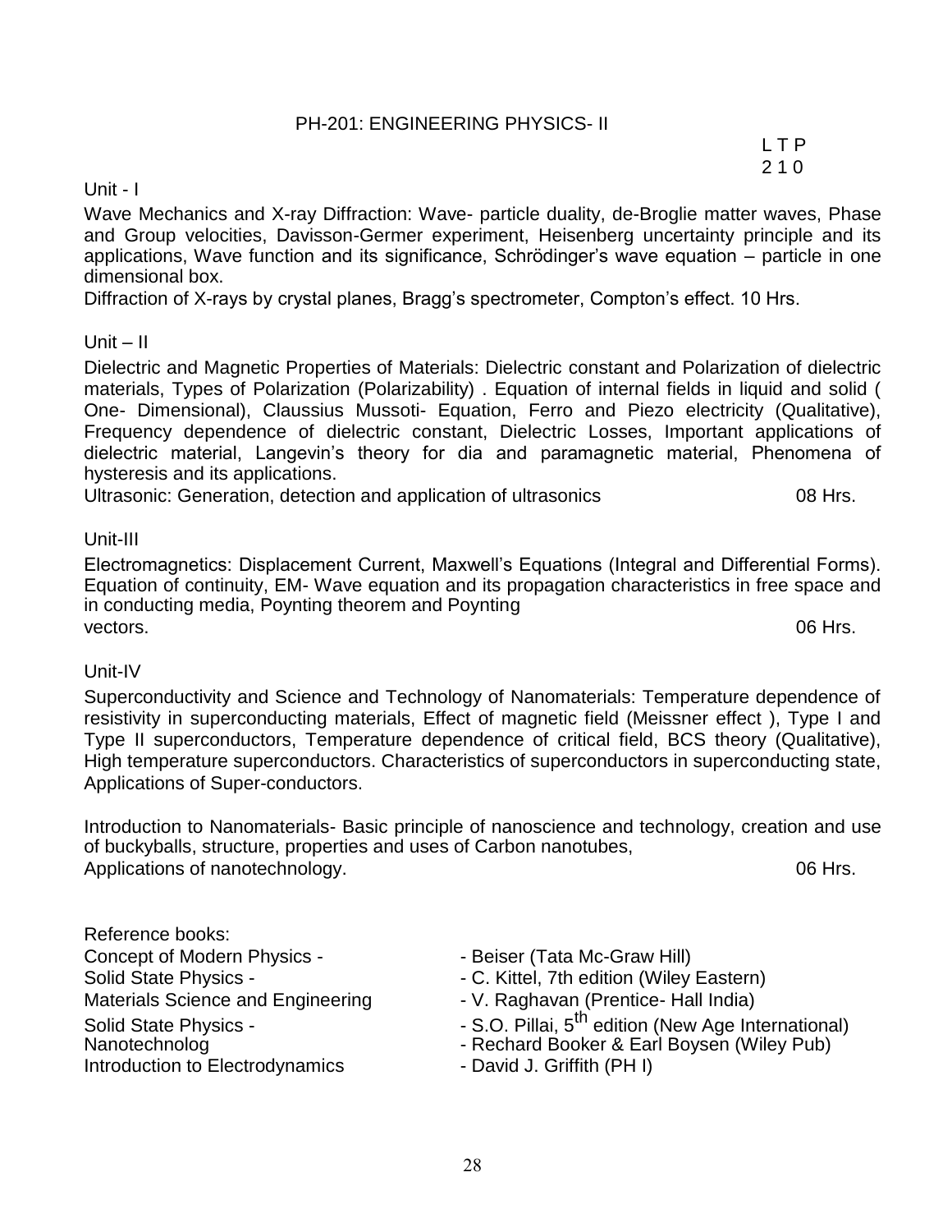## PH-201: ENGINEERING PHYSICS- II

| L | T | P |
|---|---|---|
| 2 | 1 | 0 |

### Unit - I

Wave Mechanics and X-ray Diffraction: Wave- particle duality, de-Broglie matter waves, Phase and Group velocities, Davisson-Germer experiment, Heisenberg uncertainty principle and its applications, Wave function and its significance, Schrödinger's wave equation – particle in one dimensional box.

Diffraction of X-rays by crystal planes, Bragg's spectrometer, Compton's effect. 10 Hrs.

### Unit – II

Dielectric and Magnetic Properties of Materials: Dielectric constant and Polarization of dielectric materials, Types of Polarization (Polarizability) . Equation of internal fields in liquid and solid ( One- Dimensional), Claussius Mussoti- Equation, Ferro and Piezo electricity (Qualitative), Frequency dependence of dielectric constant, Dielectric Losses, Important applications of dielectric material, Langevin's theory for dia and paramagnetic material, Phenomena of hysteresis and its applications.

Ultrasonic: Generation, detection and application of ultrasonics 08 Hrs.

### Unit-III

Electromagnetics: Displacement Current, Maxwell's Equations (Integral and Differential Forms). Equation of continuity, EM- Wave equation and its propagation characteristics in free space and in conducting media, Poynting theorem and Poynting vectors. 06 Hrs.

### Unit-IV

Superconductivity and Science and Technology of Nanomaterials: Temperature dependence of resistivity in superconducting materials, Effect of magnetic field (Meissner effect ), Type I and Type II superconductors, Temperature dependence of critical field, BCS theory (Qualitative), High temperature superconductors. Characteristics of superconductors in superconducting state, Applications of Super-conductors.

Introduction to Nanomaterials- Basic principle of nanoscience and technology, creation and use of buckyballs, structure, properties and uses of Carbon nanotubes, Applications of nanotechnology. 06 Hrs.

Reference books:

| | |
|---|---|
| Concept of Modern Physics - | - Beiser (Tata Mc-Graw Hill) |
| Solid State Physics - | - C. Kittel, 7th edition (Wiley Eastern) |
| Materials Science and Engineering | - V. Raghavan (Prentice- Hall India) |
| Solid State Physics - | - S.O. Pillai, 5th edition (New Age International) |
| Nanotechnolog | - Rechard Booker & Earl Boysen (Wiley Pub) |
| Introduction to Electrodynamics | - David J. Griffith (PH I) |